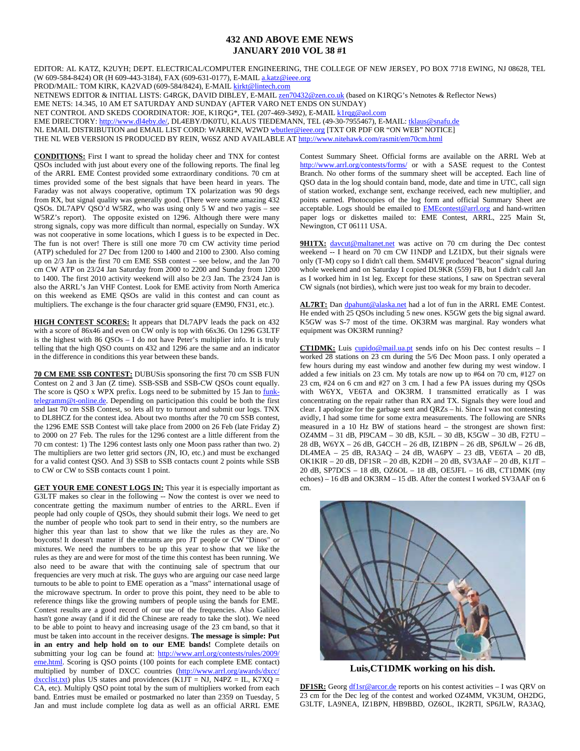# 432 AND ABOVE EME NEWS
## JANUARY 2010 VOL 38 #1

EDITOR: AL KATZ, K2UYH; DEPT. ELECTRICAL/COMPUTER ENGINEERING, THE COLLEGE OF NEW JERSEY, PO BOX 7718 EWING, NJ 08628, TEL (W 609-584-8424) OR (H 609-443-3184), FAX (609-631-0177), E-MAIL a.katz@ieee.org
PROD/MAIL: TOM KIRK, KA2VAD (609-584/8424), E-MAIL kirkt@lintech.com
NETNEWS EDITOR & INITIAL LISTS: G4RGK, DAVID DIBLEY, E-MAIL zen70432@zen.co.uk (based on K1RQG's Netnotes & Reflector News)
EME NETS: 14.345, 10 AM ET SATURDAY AND SUNDAY (AFTER VARO NET ENDS ON SUNDAY)
NET CONTROL AND SKEDS COORDINATOR: JOE, K1RQG*, TEL (207-469-3492), E-MAIL k1rqg@aol.com
EME DIRECTORY: http://www.dl4eby.de/, DL4EBY/DK0TU, KLAUS TIEDEMANN, TEL (49-30-7955467), E-MAIL: tklaus@snafu.de
NL EMAIL DISTRIBUTION and EMAIL LIST CORD: WARREN, W2WD wbutler@ieee.org [TXT OR PDF OR "ON WEB" NOTICE]
THE NL WEB VERSION IS PRODUCED BY REIN, W6SZ AND AVAILABLE AT http://www.nitehawk.com/rasmit/em70cm.html

**CONDITIONS:** First I want to spread the holiday cheer and TNX for contest QSOs included with just about every one of the following reports. The final leg of the ARRL EME Contest provided some extraordinary conditions. 70 cm at times provided some of the best signals that have been heard in years. The Faraday was not always cooperative, optimum TX polarization was 90 degs from RX, but signal quality was generally good. (There were some amazing 432 QSOs. DL7APV QSO'd W5RZ, who was using only 5 W and two yagis – see W5RZ's report). The opposite existed on 1296. Although there were many strong signals, copy was more difficult than normal, especially on Sunday. WX was not cooperative in some locations, which I guess is to be expected in Dec. The fun is not over! There is still one more 70 cm CW activity time period (ATP) scheduled for 27 Dec from 1200 to 1400 and 2100 to 2300. Also coming up on 2/3 Jan is the first 70 cm EME SSB contest – see below, and the Jan 70 cm CW ATP on 23/24 Jan Saturday from 2000 to 2200 and Sunday from 1200 to 1400. The first 2010 activity weekend will also be 2/3 Jan. The 23/24 Jan is also the ARRL's Jan VHF Contest. Look for EME activity from North America on this weekend as EME QSOs are valid in this contest and can count as multipliers. The exchange is the four character grid square (EM90, FN31, etc.).

**HIGH CONTEST SCORES:** It appears that DL7APV leads the pack on 432 with a score of 86x46 and even on CW only is top with 66x36. On 1296 G3LTF is the highest with 86 QSOs – I do not have Peter's multiplier info. It is truly telling that the high QSO counts on 432 and 1296 are the same and an indicator in the difference in conditions this year between these bands.

**70 CM EME SSB CONTEST:** DUBUSis sponsoring the first 70 cm SSB FUN Contest on 2 and 3 Jan (Z time). SSB-SSB and SSB-CW QSOs count equally. The score is QSO x WPX prefix. Logs need to be submitted by 15 Jan to funk-telegramm@t-online.de. Depending on participation this could be both the first and last 70 cm SSB Contest, so lets all try to turnout and submit our logs. TNX to DL8HCZ for the contest idea. About two months after the 70 cm SSB contest, the 1296 EME SSB Contest will take place from 2000 on 26 Feb (late Friday Z) to 2000 on 27 Feb. The rules for the 1296 contest are a little different from the 70 cm contest: 1) The 1296 contest lasts only one Moon pass rather than two. 2) The multipliers are two letter grid sectors (JN, IO, etc.) and must be exchanged for a valid contest QSO. And 3) SSB to SSB contacts count 2 points while SSB to CW or CW to SSB contacts count 1 point.

**GET YOUR EME CONEST LOGS IN:** This year it is especially important as G3LTF makes so clear in the following -- Now the contest is over we need to concentrate getting the maximum number of entries to the ARRL. Even if people had only couple of QSOs, they should submit their logs. We need to get the number of people who took part to send in their entry, so the numbers are higher this year than last to show that we like the rules as they are. No boycotts! It doesn't matter if the entrants are pro JT people or CW "Dinos" or mixtures. We need the numbers to be up this year to show that we like the rules as they are and were for most of the time this contest has been running. We also need to be aware that with the continuing sale of spectrum that our frequencies are very much at risk. The guys who are arguing our case need large turnouts to be able to point to EME operation as a "mass" international usage of the microwave spectrum. In order to prove this point, they need to be able to reference things like the growing numbers of people using the bands for EME. Contest results are a good record of our use of the frequencies. Also Galileo hasn't gone away (and if it did the Chinese are ready to take the slot). We need to be able to point to heavy and increasing usage of the 23 cm band, so that it must be taken into account in the receiver designs. **The message is simple: Put in an entry and help hold on to our EME bands!** Complete details on submitting your log can be found at: http://www.arrl.org/contests/rules/2009/eme.html. Scoring is QSO points (100 points for each complete EME contact) multiplied by number of DXCC countries (http://www.arrl.org/awards/dxcc/dxcclist.txt) plus US states and providences (K1JT = NJ, N4PZ = IL, K7XQ = CA, etc). Multiply QSO point total by the sum of multipliers worked from each band. Entries must be emailed or postmarked no later than 2359 on Tuesday, 5 Jan and must include complete log data as well as an official ARRL EME Contest Summary Sheet. Official forms are available on the ARRL Web at http://www.arrl.org/contests/forms/ or with a SASE request to the Contest Branch. No other forms of the summary sheet will be accepted. Each line of QSO data in the log should contain band, mode, date and time in UTC, call sign of station worked, exchange sent, exchange received, each new multiplier, and points earned. Photocopies of the log form and official Summary Sheet are acceptable. Logs should be emailed to EMEcontest@arrl.org and hand-written paper logs or diskettes mailed to: EME Contest, ARRL, 225 Main St, Newington, CT 06111 USA.

**9H1TX:** davcut@maltanet.net was active on 70 cm during the Dec contest weekend -- I heard on 70 cm CW I1NDP and LZ1DX, but their signals were only (T-M) copy so I didn't call them. SM4IVE produced "beacon" signal during whole weekend and on Saturday I copied DL9KR (559) FB, but I didn't call Jan as I worked him in 1st leg. Except for these stations, I saw on Spectran several CW signals (not birdies), which were just too weak for my brain to decoder.

**AL7RT:** Dan dpahunt@alaska.net had a lot of fun in the ARRL EME Contest. He ended with 25 QSOs including 5 new ones. K5GW gets the big signal award. K5GW was S-7 most of the time. OK3RM was marginal. Ray wonders what equipment was OK3RM running?

**CT1DMK:** Luis cupido@mail.ua.pt sends info on his Dec contest results – I worked 28 stations on 23 cm during the 5/6 Dec Moon pass. I only operated a few hours during my east window and another few during my west window. I added a few initials on 23 cm. My totals are now up to #64 on 70 cm, #127 on 23 cm, #24 on 6 cm and #27 on 3 cm. I had a few PA issues during my QSOs with W6YX, VE6TA and OK3RM. I transmitted erratically as I was concentrating on the repair rather than RX and TX. Signals they were loud and clear. I apologize for the garbage sent and QRZs – hi. Since I was not contesting avidly, I had some time for some extra measurements. The following are SNRs measured in a 10 Hz BW of stations heard – the strongest are shown first: OZ4MM – 31 dB, PI9CAM – 30 dB, K5JL – 30 dB, K5GW – 30 dB, F2TU – 28 dB, W6YX – 26 dB, G4CCH – 26 dB, IZ1BPN – 26 dB, SP6JLW – 26 dB, DL4MEA – 25 dB, RA3AQ – 24 dB, WA6PY – 23 dB, VE6TA – 20 dB, OK1KIR – 20 dB, DF1SR – 20 dB, K2DH – 20 dB, SV3AAF – 20 dB, K1JT – 20 dB, SP7DCS – 18 dB, OZ6OL – 18 dB, OE5JFL – 16 dB, CT1DMK (my echoes) – 16 dB and OK3RM – 15 dB. After the contest I worked SV3AAF on 6 cm.

**Luis,CT1DMK working on his dish.**

**DF1SR:** Georg df1sr@arcor.de reports on his contest activities – I was QRV on 23 cm for the Dec leg of the contest and worked OZ4MM, VK3UM, OH2DG, G3LTF, LA9NEA, IZ1BPN, HB9BBD, OZ6OL, IK2RTI, SP6JLW, RA3AQ,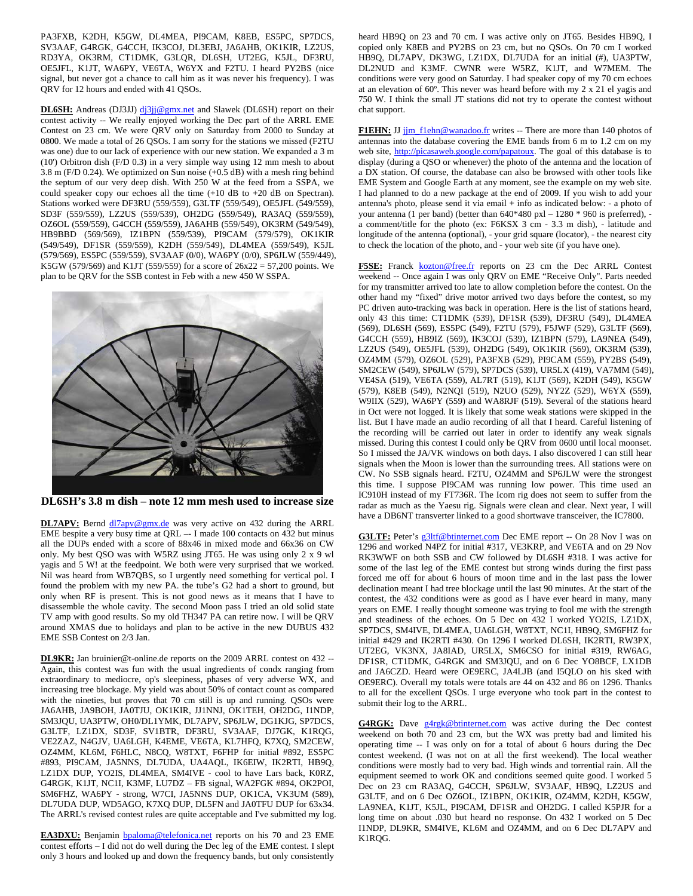PA3FXB, K2DH, K5GW, DL4MEA, PI9CAM, K8EB, ES5PC, SP7DCS, SV3AAF, G4RGK, G4CCH, IK3COJ, DL3EBJ, JA6AHB, OK1KIR, LZ2US, RD3YA, OK3RM, CT1DMK, G3LQR, DL6SH, UT2EG, K5JL, DF3RU, OE5JFL, K1JT, WA6PY, VE6TA, W6YX and F2TU. I heard PY2BS (nice signal, but never got a chance to call him as it was never his frequency). I was QRV for 12 hours and ended with 41 QSOs.

**DL6SH:** Andreas (DJ3JJ) dj3jj@gmx.net and Slawek (DL6SH) report on their contest activity -- We really enjoyed working the Dec part of the ARRL EME Contest on 23 cm. We were QRV only on Saturday from 2000 to Sunday at 0800. We made a total of 26 QSOs. I am sorry for the stations we missed (F2TU was one) due to our lack of experience with our new station. We expanded a 3 m (10') Orbitron dish (F/D 0.3) in a very simple way using 12 mm mesh to about 3.8 m (F/D 0.24). We optimized on Sun noise (+0.5 dB) with a mesh ring behind the septum of our very deep dish. With 250 W at the feed from a SSPA, we could speaker copy our echoes all the time (+10 dB to +20 dB on Spectran). Stations worked were DF3RU (559/559), G3LTF (559/549), OE5JFL (549/559), SD3F (559/559), LZ2US (559/539), OH2DG (559/549), RA3AQ (559/559), OZ6OL (559/559), G4CCH (559/559), JA6AHB (559/549), OK3RM (549/559), HB9BBD (569/569), IZ1BPN (559/539), PI9CAM (579/579), OK1KIR (549/549), DF1SR (559/559), K2DH (559/549), DL4MEA (559/549), K5JL (579/569), ES5PC (559/559), SV3AAF (0/0), WA6PY (0/0), SP6JLW (559/449), K5GW (579/569) and K1JT (559/559) for a score of 26x22 = 57,200 points. We plan to be QRV for the SSB contest in Feb with a new 450 W SSPA.

**DL6SH's 3.8 m dish – note 12 mm mesh used to increase size**

**DL7APV:** Bernd dl7apv@gmx.de was very active on 432 during the ARRL EME bespite a very busy time at QRL –- I made 100 contacts on 432 but minus all the DUPs ended with a score of 88x46 in mixed mode and 66x36 on CW only. My best QSO was with W5RZ using JT65. He was using only 2 x 9 wl yagis and 5 W! at the feedpoint. We both were very surprised that we worked. Nil was heard from WB7QBS, so I urgently need something for vertical pol. I found the problem with my new PA. the tube's G2 had a short to ground, but only when RF is present. This is not good news as it means that I have to disassemble the whole cavity. The second Moon pass I tried an old solid state TV amp with good results. So my old TH347 PA can retire now. I will be QRV around XMAS due to holidays and plan to be active in the new DUBUS 432 EME SSB Contest on 2/3 Jan.

**DL9KR:** Jan bruinier@t-online.de reports on the 2009 ARRL contest on 432 -- Again, this contest was fun with the usual ingredients of condx ranging from extraordinary to mediocre, op's sleepiness, phases of very adverse WX, and increasing tree blockage. My yield was about 50% of contact count as compared with the nineties, but proves that 70 cm still is up and running. QSOs were JA6AHB, JA9BOH, JA0TJU, OK1KIR, JJ1NNJ, OK1TEH, OH2DG, I1NDP, SM3JQU, UA3PTW, OH0/DL1YMK, DL7APV, SP6JLW, DG1KJG, SP7DCS, G3LTF, LZ1DX, SD3F, SV1BTR, DF3RU, SV3AAF, DJ7GK, K1RQG, VE2ZAZ, N4GJV, UA6LGH, K4EME, VE6TA, KL7HFQ, K7XQ, SM2CEW, OZ4MM, KL6M, F6HLC, N8CQ, W8TXT, F6FHP for initial #892, ES5PC #893, PI9CAM, JA5NNS, DL7UDA, UA4AQL, IK6EIW, IK2RTI, HB9Q, LZ1DX DUP, YO2IS, DL4MEA, SM4IVE - cool to have Lars back, K0RZ, G4RGK, K1JT, NC1I, K3MF, LU7DZ – FB signal, WA2FGK #894, OK2POI, SM6FHZ, WA6PY - strong, W7CI, JA5NNS DUP, OK1CA, VK3UM (589), DL7UDA DUP, WD5AGO, K7XQ DUP, DL5FN and JA0TFU DUP for 63x34. The ARRL's revised contest rules are quite acceptable and I've submitted my log.

**EA3DXU:** Benjamin bpaloma@telefonica.net reports on his 70 and 23 EME contest efforts – I did not do well during the Dec leg of the EME contest. I slept only 3 hours and looked up and down the frequency bands, but only consistently heard HB9Q on 23 and 70 cm. I was active only on JT65. Besides HB9Q, I copied only K8EB and PY2BS on 23 cm, but no QSOs. On 70 cm I worked HB9Q, DL7APV, DK3WG, LZ1DX, DL7UDA for an initial (#), UA3PTW, DL2NUD and K3MF. CWNR were W5RZ, K1JT, and W7MEM. The conditions were very good on Saturday. I had speaker copy of my 70 cm echoes at an elevation of 60º. This never was heard before with my 2 x 21 el yagis and 750 W. I think the small JT stations did not try to operate the contest without chat support.

**F1EHN:** JJ jjm_f1ehn@wanadoo.fr writes -- There are more than 140 photos of antennas into the database covering the EME bands from 6 m to 1.2 cm on my web site, http://picasaweb.google.com/papatoux. The goal of this database is to display (during a QSO or whenever) the photo of the antenna and the location of a DX station. Of course, the database can also be browsed with other tools like EME System and Google Earth at any moment, see the example on my web site. I had planned to do a new package at the end of 2009. If you wish to add your antenna's photo, please send it via email + info as indicated below: - a photo of your antenna (1 per band) (better than 640*480 pxl – 1280 * 960 is preferred), - a comment/title for the photo (ex: F6KSX 3 cm - 3.3 m dish), - latitude and longitude of the antenna (optional), - your grid square (locator), - the nearest city to check the location of the photo, and - your web site (if you have one).

**F5SE:** Franck kozton@free.fr reports on 23 cm the Dec ARRL Contest weekend -- Once again I was only QRV on EME "Receive Only". Parts needed for my transmitter arrived too late to allow completion before the contest. On the other hand my "fixed" drive motor arrived two days before the contest, so my PC driven auto-tracking was back in operation. Here is the list of stations heard, only 43 this time: CT1DMK (539), DF1SR (539), DF3RU (549), DL4MEA (569), DL6SH (569), ES5PC (549), F2TU (579), F5JWF (529), G3LTF (569), G4CCH (559), HB9IZ (569), IK3COJ (539), IZ1BPN (579), LA9NEA (549), LZ2US (549), OE5JFL (539), OH2DG (549), OK1KIR (569), OK3RM (539), OZ4MM (579), OZ6OL (529), PA3FXB (529), PI9CAM (559), PY2BS (549), SM2CEW (549), SP6JLW (579), SP7DCS (539), UR5LX (419), VA7MM (549), VE4SA (519), VE6TA (559), AL7RT (519), K1JT (569), K2DH (549), K5GW (579), K8EB (549), N2NQI (519), N2UO (529), NY2Z (529), W6YX (559), W9IIX (529), WA6PY (559) and WA8RJF (519). Several of the stations heard in Oct were not logged. It is likely that some weak stations were skipped in the list. But I have made an audio recording of all that I heard. Careful listening of the recording will be carried out later in order to identify any weak signals missed. During this contest I could only be QRV from 0600 until local moonset. So I missed the JA/VK windows on both days. I also discovered I can still hear signals when the Moon is lower than the surrounding trees. All stations were on CW. No SSB signals heard. F2TU, OZ4MM and SP6JLW were the strongest this time. I suppose PI9CAM was running low power. This time used an IC910H instead of my FT736R. The Icom rig does not seem to suffer from the radar as much as the Yaesu rig. Signals were clean and clear. Next year, I will have a DB6NT transverter linked to a good shortwave transceiver, the IC7800.

**G3LTF:** Peter's g3ltf@btinternet.com Dec EME report -- On 28 Nov I was on 1296 and worked N4PZ for initial #317, VE3KRP, and VE6TA and on 29 Nov RK3WWF on both SSB and CW followed by DL6SH #318. I was active for some of the last leg of the EME contest but strong winds during the first pass forced me off for about 6 hours of moon time and in the last pass the lower declination meant I had tree blockage until the last 90 minutes. At the start of the contest, the 432 conditions were as good as I have ever heard in many, many years on EME. I really thought someone was trying to fool me with the strength and steadiness of the echoes. On 5 Dec on 432 I worked YO2IS, LZ1DX, SP7DCS, SM4IVE, DL4MEA, UA6LGH, W8TXT, NC1I, HB9Q, SM6FHZ for initial #429 and IK2RTI #430. On 1296 I worked DL6SH, IK2RTI, RW3PX, UT2EG, VK3NX, JA8IAD, UR5LX, SM6CSO for initial #319, RW6AG, DF1SR, CT1DMK, G4RGK and SM3JQU, and on 6 Dec YO8BCF, LX1DB and JA6CZD. Heard were OE9ERC, JA4LJB (and I5QLO on his sked with OE9ERC). Overall my totals were totals are 44 on 432 and 86 on 1296. Thanks to all for the excellent QSOs. I urge everyone who took part in the contest to submit their log to the ARRL.

**G4RGK:** Dave g4rgk@btinternet.com was active during the Dec contest weekend on both 70 and 23 cm, but the WX was pretty bad and limited his operating time -- I was only on for a total of about 6 hours during the Dec contest weekend. (I was not on at all the first weekend). The local weather conditions were mostly bad to very bad. High winds and torrential rain. All the equipment seemed to work OK and conditions seemed quite good. I worked 5 Dec on 23 cm RA3AQ, G4CCH, SP6JLW, SV3AAF, HB9Q, LZ2US and G3LTF, and on 6 Dec OZ6OL, IZ1BPN, OK1KIR, OZ4MM, K2DH, K5GW, LA9NEA, K1JT, K5JL, PI9CAM, DF1SR and OH2DG. I called K5PJR for a long time on about .030 but heard no response. On 432 I worked on 5 Dec I1NDP, DL9KR, SM4IVE, KL6M and OZ4MM, and on 6 Dec DL7APV and K1RQG.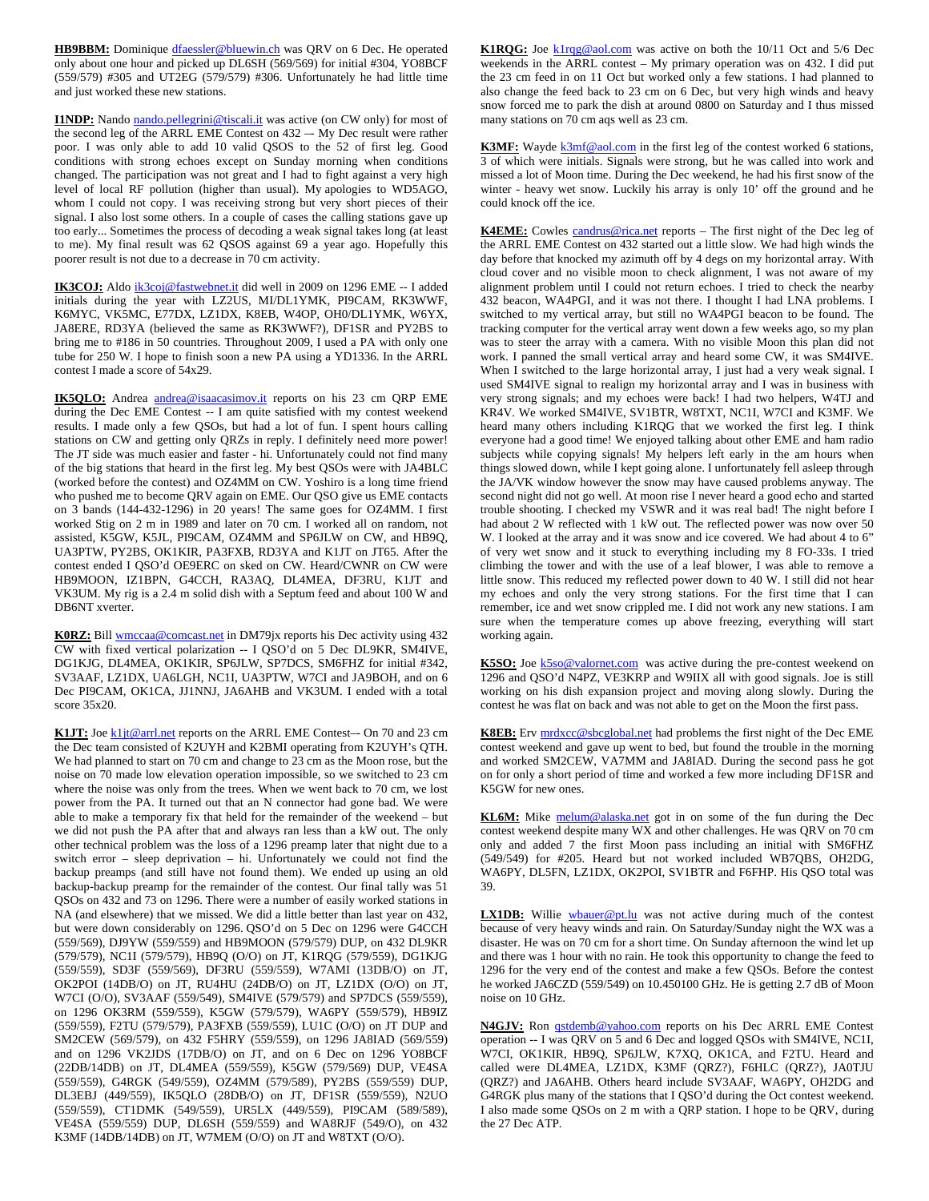**HB9BBM:** Dominique dfaessler@bluewin.ch was QRV on 6 Dec. He operated only about one hour and picked up DL6SH (569/569) for initial #304, YO8BCF (559/579) #305 and UT2EG (579/579) #306. Unfortunately he had little time and just worked these new stations.

**I1NDP:** Nando nando.pellegrini@tiscali.it was active (on CW only) for most of the second leg of the ARRL EME Contest on 432 –- My Dec result were rather poor. I was only able to add 10 valid QSOS to the 52 of first leg. Good conditions with strong echoes except on Sunday morning when conditions changed. The participation was not great and I had to fight against a very high level of local RF pollution (higher than usual). My apologies to WD5AGO, whom I could not copy. I was receiving strong but very short pieces of their signal. I also lost some others. In a couple of cases the calling stations gave up too early... Sometimes the process of decoding a weak signal takes long (at least to me). My final result was 62 QSOS against 69 a year ago. Hopefully this poorer result is not due to a decrease in 70 cm activity.

**IK3COJ:** Aldo ik3coj@fastwebnet.it did well in 2009 on 1296 EME -- I added initials during the year with LZ2US, MI/DL1YMK, PI9CAM, RK3WWF, K6MYC, VK5MC, E77DX, LZ1DX, K8EB, W4OP, OH0/DL1YMK, W6YX, JA8ERE, RD3YA (believed the same as RK3WWF?), DF1SR and PY2BS to bring me to #186 in 50 countries. Throughout 2009, I used a PA with only one tube for 250 W. I hope to finish soon a new PA using a YD1336. In the ARRL contest I made a score of 54x29.

**IK5QLO:** Andrea andrea@isaacasimov.it reports on his 23 cm QRP EME during the Dec EME Contest -- I am quite satisfied with my contest weekend results. I made only a few QSOs, but had a lot of fun. I spent hours calling stations on CW and getting only QRZs in reply. I definitely need more power! The JT side was much easier and faster - hi. Unfortunately could not find many of the big stations that heard in the first leg. My best QSOs were with JA4BLC (worked before the contest) and OZ4MM on CW. Yoshiro is a long time friend who pushed me to become QRV again on EME. Our QSO give us EME contacts on 3 bands (144-432-1296) in 20 years! The same goes for OZ4MM. I first worked Stig on 2 m in 1989 and later on 70 cm. I worked all on random, not assisted, K5GW, K5JL, PI9CAM, OZ4MM and SP6JLW on CW, and HB9Q, UA3PTW, PY2BS, OK1KIR, PA3FXB, RD3YA and K1JT on JT65. After the contest ended I QSO'd OE9ERC on sked on CW. Heard/CWNR on CW were HB9MOON, IZ1BPN, G4CCH, RA3AQ, DL4MEA, DF3RU, K1JT and VK3UM. My rig is a 2.4 m solid dish with a Septum feed and about 100 W and DB6NT xverter.

**K0RZ:** Bill wmccaa@comcast.net in DM79jx reports his Dec activity using 432 CW with fixed vertical polarization -- I QSO'd on 5 Dec DL9KR, SM4IVE, DG1KJG, DL4MEA, OK1KIR, SP6JLW, SP7DCS, SM6FHZ for initial #342, SV3AAF, LZ1DX, UA6LGH, NC1I, UA3PTW, W7CI and JA9BOH, and on 6 Dec PI9CAM, OK1CA, JJ1NNJ, JA6AHB and VK3UM. I ended with a total score 35x20.

**K1JT:** Joe k1jt@arrl.net reports on the ARRL EME Contest–- On 70 and 23 cm the Dec team consisted of K2UYH and K2BMI operating from K2UYH's QTH. We had planned to start on 70 cm and change to 23 cm as the Moon rose, but the noise on 70 made low elevation operation impossible, so we switched to 23 cm where the noise was only from the trees. When we went back to 70 cm, we lost power from the PA. It turned out that an N connector had gone bad. We were able to make a temporary fix that held for the remainder of the weekend – but we did not push the PA after that and always ran less than a kW out. The only other technical problem was the loss of a 1296 preamp later that night due to a switch error – sleep deprivation – hi. Unfortunately we could not find the backup preamps (and still have not found them). We ended up using an old backup-backup preamp for the remainder of the contest. Our final tally was 51 QSOs on 432 and 73 on 1296. There were a number of easily worked stations in NA (and elsewhere) that we missed. We did a little better than last year on 432, but were down considerably on 1296. QSO'd on 5 Dec on 1296 were G4CCH (559/569), DJ9YW (559/559) and HB9MOON (579/579) DUP, on 432 DL9KR (579/579), NC1I (579/579), HB9Q (O/O) on JT, K1RQG (579/559), DG1KJG (559/559), SD3F (559/569), DF3RU (559/559), W7AMI (13DB/O) on JT, OK2POI (14DB/O) on JT, RU4HU (24DB/O) on JT, LZ1DX (O/O) on JT, W7CI (O/O), SV3AAF (559/549), SM4IVE (579/579) and SP7DCS (559/559), on 1296 OK3RM (559/559), K5GW (579/579), WA6PY (559/579), HB9IZ (559/559), F2TU (579/579), PA3FXB (559/559), LU1C (O/O) on JT DUP and SM2CEW (569/579), on 432 F5HRY (559/559), on 1296 JA8IAD (569/559) and on 1296 VK2JDS (17DB/O) on JT, and on 6 Dec on 1296 YO8BCF (22DB/14DB) on JT, DL4MEA (559/559), K5GW (579/569) DUP, VE4SA (559/559), G4RGK (549/559), OZ4MM (579/589), PY2BS (559/559) DUP, DL3EBJ (449/559), IK5QLO (28DB/O) on JT, DF1SR (559/559), N2UO (559/559), CT1DMK (549/559), UR5LX (449/559), PI9CAM (589/589), VE4SA (559/559) DUP, DL6SH (559/559) and WA8RJF (549/O), on 432 K3MF (14DB/14DB) on JT, W7MEM (O/O) on JT and W8TXT (O/O).

**K1RQG:** Joe k1rqg@aol.com was active on both the 10/11 Oct and 5/6 Dec weekends in the ARRL contest – My primary operation was on 432. I did put the 23 cm feed in on 11 Oct but worked only a few stations. I had planned to also change the feed back to 23 cm on 6 Dec, but very high winds and heavy snow forced me to park the dish at around 0800 on Saturday and I thus missed many stations on 70 cm aqs well as 23 cm.

**K3MF:** Wayde k3mf@aol.com in the first leg of the contest worked 6 stations, 3 of which were initials. Signals were strong, but he was called into work and missed a lot of Moon time. During the Dec weekend, he had his first snow of the winter - heavy wet snow. Luckily his array is only 10' off the ground and he could knock off the ice.

**K4EME:** Cowles candrus@rica.net reports – The first night of the Dec leg of the ARRL EME Contest on 432 started out a little slow. We had high winds the day before that knocked my azimuth off by 4 degs on my horizontal array. With cloud cover and no visible moon to check alignment, I was not aware of my alignment problem until I could not return echoes. I tried to check the nearby 432 beacon, WA4PGI, and it was not there. I thought I had LNA problems. I switched to my vertical array, but still no WA4PGI beacon to be found. The tracking computer for the vertical array went down a few weeks ago, so my plan was to steer the array with a camera. With no visible Moon this plan did not work. I panned the small vertical array and heard some CW, it was SM4IVE. When I switched to the large horizontal array, I just had a very weak signal. I used SM4IVE signal to realign my horizontal array and I was in business with very strong signals; and my echoes were back! I had two helpers, W4TJ and KR4V. We worked SM4IVE, SV1BTR, W8TXT, NC1I, W7CI and K3MF. We heard many others including K1RQG that we worked the first leg. I think everyone had a good time! We enjoyed talking about other EME and ham radio subjects while copying signals! My helpers left early in the am hours when things slowed down, while I kept going alone. I unfortunately fell asleep through the JA/VK window however the snow may have caused problems anyway. The second night did not go well. At moon rise I never heard a good echo and started trouble shooting. I checked my VSWR and it was real bad! The night before I had about 2 W reflected with 1 kW out. The reflected power was now over 50 W. I looked at the array and it was snow and ice covered. We had about 4 to 6" of very wet snow and it stuck to everything including my 8 FO-33s. I tried climbing the tower and with the use of a leaf blower, I was able to remove a little snow. This reduced my reflected power down to 40 W. I still did not hear my echoes and only the very strong stations. For the first time that I can remember, ice and wet snow crippled me. I did not work any new stations. I am sure when the temperature comes up above freezing, everything will start working again.

**K5SO:** Joe k5so@valornet.com was active during the pre-contest weekend on 1296 and QSO'd N4PZ, VE3KRP and W9IIX all with good signals. Joe is still working on his dish expansion project and moving along slowly. During the contest he was flat on back and was not able to get on the Moon the first pass.

**K8EB:** Erv mrdxcc@sbcglobal.net had problems the first night of the Dec EME contest weekend and gave up went to bed, but found the trouble in the morning and worked SM2CEW, VA7MM and JA8IAD. During the second pass he got on for only a short period of time and worked a few more including DF1SR and K5GW for new ones.

**KL6M:** Mike melum@alaska.net got in on some of the fun during the Dec contest weekend despite many WX and other challenges. He was QRV on 70 cm only and added 7 the first Moon pass including an initial with SM6FHZ (549/549) for #205. Heard but not worked included WB7QBS, OH2DG, WA6PY, DL5FN, LZ1DX, OK2POI, SV1BTR and F6FHP. His QSO total was 39.

**LX1DB:** Willie wbauer@pt.lu was not active during much of the contest because of very heavy winds and rain. On Saturday/Sunday night the WX was a disaster. He was on 70 cm for a short time. On Sunday afternoon the wind let up and there was 1 hour with no rain. He took this opportunity to change the feed to 1296 for the very end of the contest and make a few QSOs. Before the contest he worked JA6CZD (559/549) on 10.450100 GHz. He is getting 2.7 dB of Moon noise on 10 GHz.

**N4GJV:** Ron qstdemb@yahoo.com reports on his Dec ARRL EME Contest operation -- I was QRV on 5 and 6 Dec and logged QSOs with SM4IVE, NC1I, W7CI, OK1KIR, HB9Q, SP6JLW, K7XQ, OK1CA, and F2TU. Heard and called were DL4MEA, LZ1DX, K3MF (QRZ?), F6HLC (QRZ?), JA0TJU (QRZ?) and JA6AHB. Others heard include SV3AAF, WA6PY, OH2DG and G4RGK plus many of the stations that I QSO'd during the Oct contest weekend. I also made some QSOs on 2 m with a QRP station. I hope to be QRV, during the 27 Dec ATP.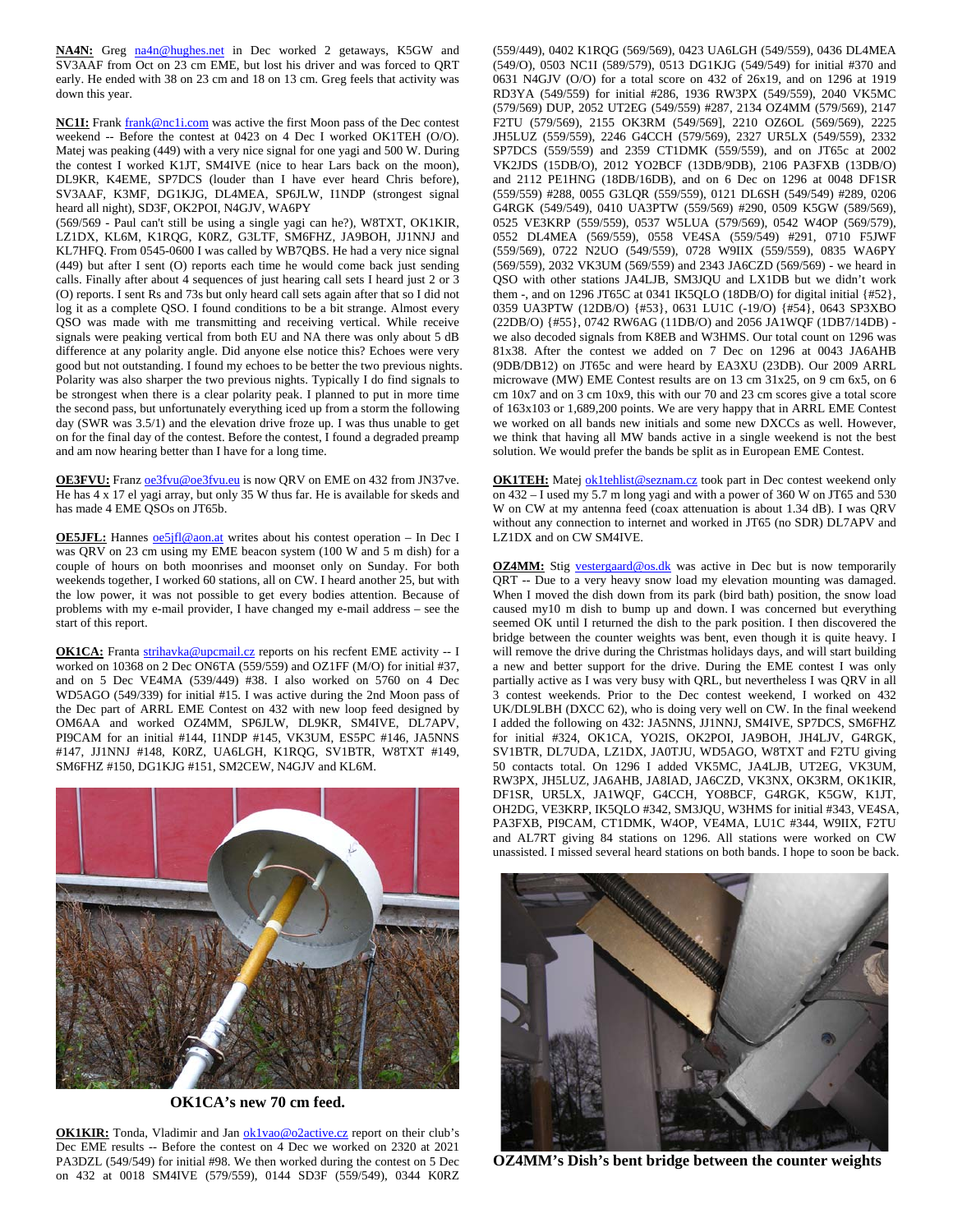**NA4N:** Greg na4n@hughes.net in Dec worked 2 getaways, K5GW and SV3AAF from Oct on 23 cm EME, but lost his driver and was forced to QRT early. He ended with 38 on 23 cm and 18 on 13 cm. Greg feels that activity was down this year.

**NC1I:** Frank frank@nc1i.com was active the first Moon pass of the Dec contest weekend -- Before the contest at 0423 on 4 Dec I worked OK1TEH (O/O). Matej was peaking (449) with a very nice signal for one yagi and 500 W. During the contest I worked K1JT, SM4IVE (nice to hear Lars back on the moon), DL9KR, K4EME, SP7DCS (louder than I have ever heard Chris before), SV3AAF, K3MF, DG1KJG, DL4MEA, SP6JLW, I1NDP (strongest signal heard all night), SD3F, OK2POI, N4GJV, WA6PY
(569/569 - Paul can't still be using a single yagi can he?), W8TXT, OK1KIR, LZ1DX, KL6M, K1RQG, K0RZ, G3LTF, SM6FHZ, JA9BOH, JJ1NNJ and KL7HFQ. From 0545-0600 I was called by WB7QBS. He had a very nice signal (449) but after I sent (O) reports each time he would come back just sending calls. Finally after about 4 sequences of just hearing call sets I heard just 2 or 3 (O) reports. I sent Rs and 73s but only heard call sets again after that so I did not log it as a complete QSO. I found conditions to be a bit strange. Almost every QSO was made with me transmitting and receiving vertical. While receive signals were peaking vertical from both EU and NA there was only about 5 dB difference at any polarity angle. Did anyone else notice this? Echoes were very good but not outstanding. I found my echoes to be better the two previous nights. Polarity was also sharper the two previous nights. Typically I do find signals to be strongest when there is a clear polarity peak. I planned to put in more time the second pass, but unfortunately everything iced up from a storm the following day (SWR was 3.5/1) and the elevation drive froze up. I was thus unable to get on for the final day of the contest. Before the contest, I found a degraded preamp and am now hearing better than I have for a long time.

**OE3FVU:** Franz oe3fvu@oe3fvu.eu is now QRV on EME on 432 from JN37ve. He has 4 x 17 el yagi array, but only 35 W thus far. He is available for skeds and has made 4 EME QSOs on JT65b.

**OE5JFL:** Hannes oe5jfl@aon.at writes about his contest operation – In Dec I was QRV on 23 cm using my EME beacon system (100 W and 5 m dish) for a couple of hours on both moonrises and moonset only on Sunday. For both weekends together, I worked 60 stations, all on CW. I heard another 25, but with the low power, it was not possible to get every bodies attention. Because of problems with my e-mail provider, I have changed my e-mail address – see the start of this report.

**OK1CA:** Franta strihavka@upcmail.cz reports on his recfent EME activity -- I worked on 10368 on 2 Dec ON6TA (559/559) and OZ1FF (M/O) for initial #37, and on 5 Dec VE4MA (539/449) #38. I also worked on 5760 on 4 Dec WD5AGO (549/339) for initial #15. I was active during the 2nd Moon pass of the Dec part of ARRL EME Contest on 432 with new loop feed designed by OM6AA and worked OZ4MM, SP6JLW, DL9KR, SM4IVE, DL7APV, PI9CAM for an initial #144, I1NDP #145, VK3UM, ES5PC #146, JA5NNS #147, JJ1NNJ #148, K0RZ, UA6LGH, K1RQG, SV1BTR, W8TXT #149, SM6FHZ #150, DG1KJG #151, SM2CEW, N4GJV and KL6M.

**OK1CA's new 70 cm feed.**

**OK1KIR:** Tonda, Vladimir and Jan ok1vao@o2active.cz report on their club's Dec EME results -- Before the contest on 4 Dec we worked on 2320 at 2021 PA3DZL (549/549) for initial #98. We then worked during the contest on 5 Dec on 432 at 0018 SM4IVE (579/559), 0144 SD3F (559/549), 0344 K0RZ (559/449), 0402 K1RQG (569/569), 0423 UA6LGH (549/559), 0436 DL4MEA (549/O), 0503 NC1I (589/579), 0513 DG1KJG (549/549) for initial #370 and 0631 N4GJV (O/O) for a total score on 432 of 26x19, and on 1296 at 1919 RD3YA (549/559) for initial #286, 1936 RW3PX (549/559), 2040 VK5MC (579/569) DUP, 2052 UT2EG (549/559) #287, 2134 OZ4MM (579/569), 2147 F2TU (579/569), 2155 OK3RM (549/569], 2210 OZ6OL (569/569), 2225 JH5LUZ (559/559), 2246 G4CCH (579/569), 2327 UR5LX (549/559), 2332 SP7DCS (559/559) and 2359 CT1DMK (559/559), and on JT65c at 2002 VK2JDS (15DB/O), 2012 YO2BCF (13DB/9DB), 2106 PA3FXB (13DB/O) and 2112 PE1HNG (18DB/16DB), and on 6 Dec on 1296 at 0048 DF1SR (559/559) #288, 0055 G3LQR (559/559), 0121 DL6SH (549/549) #289, 0206 G4RGK (549/549), 0410 UA3PTW (559/569) #290, 0509 K5GW (589/569), 0525 VE3KRP (559/559), 0537 W5LUA (579/569), 0542 W4OP (569/579), 0552 DL4MEA (569/559), 0558 VE4SA (559/549) #291, 0710 F5JWF (559/569), 0722 N2UO (549/559), 0728 W9IIX (559/559), 0835 WA6PY (569/559), 2032 VK3UM (569/559) and 2343 JA6CZD (569/569) - we heard in QSO with other stations JA4LJB, SM3JQU and LX1DB but we didn't work them -, and on 1296 JT65C at 0341 IK5QLO (18DB/O) for digital initial {#52}, 0359 UA3PTW (12DB/O) {#53}, 0631 LU1C (-19/O) {#54}, 0643 SP3XBO (22DB/O) {#55}, 0742 RW6AG (11DB/O) and 2056 JA1WQF (1DB7/14DB) - we also decoded signals from K8EB and W3HMS. Our total count on 1296 was 81x38. After the contest we added on 7 Dec on 1296 at 0043 JA6AHB (9DB/DB12) on JT65c and were heard by EA3XU (23DB). Our 2009 ARRL microwave (MW) EME Contest results are on 13 cm 31x25, on 9 cm 6x5, on 6 cm 10x7 and on 3 cm 10x9, this with our 70 and 23 cm scores give a total score of 163x103 or 1,689,200 points. We are very happy that in ARRL EME Contest we worked on all bands new initials and some new DXCCs as well. However, we think that having all MW bands active in a single weekend is not the best solution. We would prefer the bands be split as in European EME Contest.

**OK1TEH:** Matej ok1tehlist@seznam.cz took part in Dec contest weekend only on 432 – I used my 5.7 m long yagi and with a power of 360 W on JT65 and 530 W on CW at my antenna feed (coax attenuation is about 1.34 dB). I was QRV without any connection to internet and worked in JT65 (no SDR) DL7APV and LZ1DX and on CW SM4IVE.

**OZ4MM:** Stig vestergaard@os.dk was active in Dec but is now temporarily QRT -- Due to a very heavy snow load my elevation mounting was damaged. When I moved the dish down from its park (bird bath) position, the snow load caused my10 m dish to bump up and down. I was concerned but everything seemed OK until I returned the dish to the park position. I then discovered the bridge between the counter weights was bent, even though it is quite heavy. I will remove the drive during the Christmas holidays days, and will start building a new and better support for the drive. During the EME contest I was only partially active as I was very busy with QRL, but nevertheless I was QRV in all 3 contest weekends. Prior to the Dec contest weekend, I worked on 432 UK/DL9LBH (DXCC 62), who is doing very well on CW. In the final weekend I added the following on 432: JA5NNS, JJ1NNJ, SM4IVE, SP7DCS, SM6FHZ for initial #324, OK1CA, YO2IS, OK2POI, JA9BOH, JH4LJV, G4RGK, SV1BTR, DL7UDA, LZ1DX, JA0TJU, WD5AGO, W8TXT and F2TU giving 50 contacts total. On 1296 I added VK5MC, JA4LJB, UT2EG, VK3UM, RW3PX, JH5LUZ, JA6AHB, JA8IAD, JA6CZD, VK3NX, OK3RM, OK1KIR, DF1SR, UR5LX, JA1WQF, G4CCH, YO8BCF, G4RGK, K5GW, K1JT, OH2DG, VE3KRP, IK5QLO #342, SM3JQU, W3HMS for initial #343, VE4SA, PA3FXB, PI9CAM, CT1DMK, W4OP, VE4MA, LU1C #344, W9IIX, F2TU and AL7RT giving 84 stations on 1296. All stations were worked on CW unassisted. I missed several heard stations on both bands. I hope to soon be back.

**OZ4MM's Dish's bent bridge between the counter weights**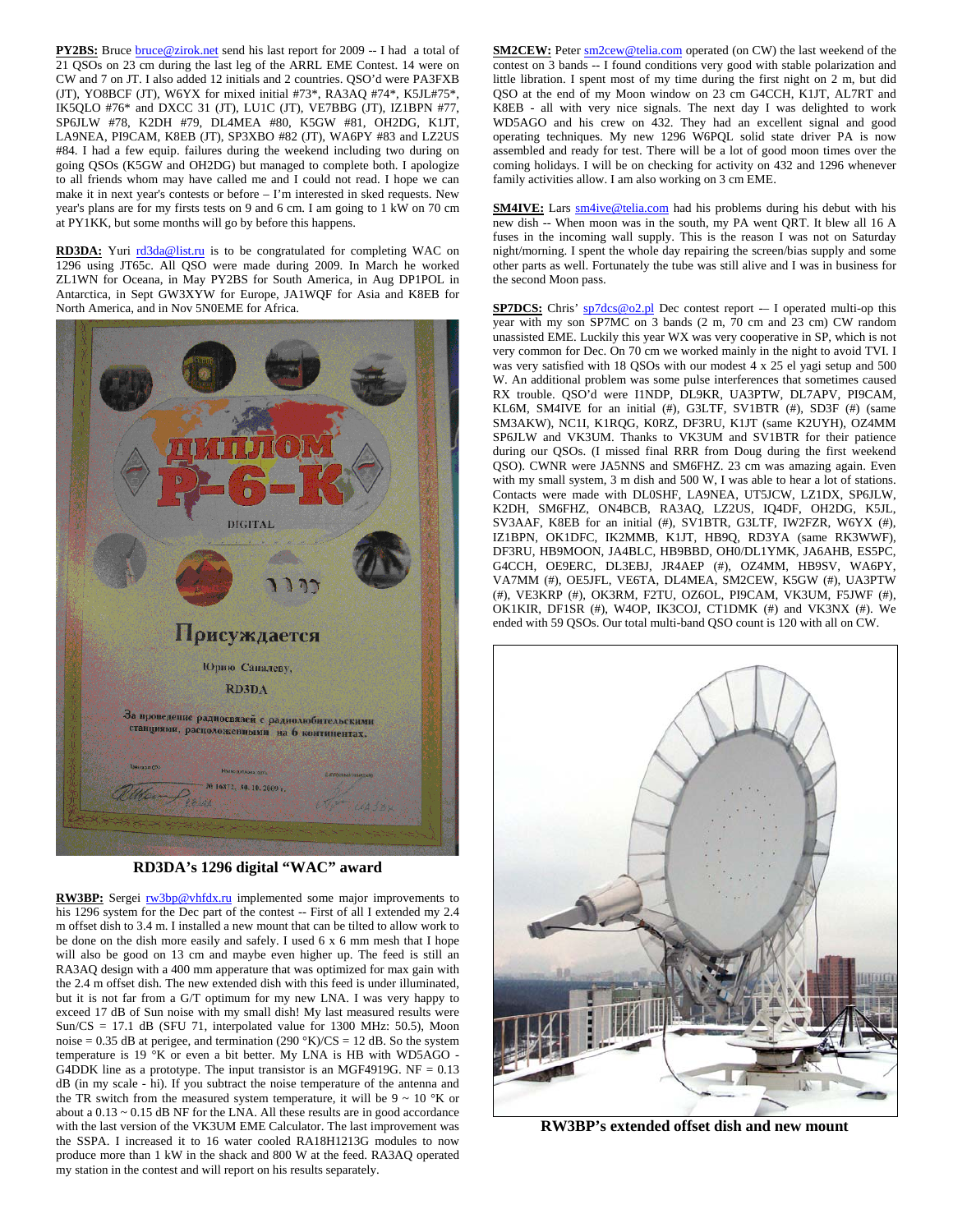**PY2BS:** Bruce bruce@zirok.net send his last report for 2009 -- I had a total of 21 QSOs on 23 cm during the last leg of the ARRL EME Contest. 14 were on CW and 7 on JT. I also added 12 initials and 2 countries. QSO'd were PA3FXB (JT), YO8BCF (JT), W6YX for mixed initial #73*, RA3AQ #74*, K5JL#75*, IK5QLO #76* and DXCC 31 (JT), LU1C (JT), VE7BBG (JT), IZ1BPN #77, SP6JLW #78, K2DH #79, DL4MEA #80, K5GW #81, OH2DG, K1JT, LA9NEA, PI9CAM, K8EB (JT), SP3XBO #82 (JT), WA6PY #83 and LZ2US #84. I had a few equip. failures during the weekend including two during on going QSOs (K5GW and OH2DG) but managed to complete both. I apologize to all friends whom may have called me and I could not read. I hope we can make it in next year's contests or before – I'm interested in sked requests. New year's plans are for my firsts tests on 9 and 6 cm. I am going to 1 kW on 70 cm at PY1KK, but some months will go by before this happens.

**RD3DA:** Yuri rd3da@list.ru is to be congratulated for completing WAC on 1296 using JT65c. All QSO were made during 2009. In March he worked ZL1WN for Oceana, in May PY2BS for South America, in Aug DP1POL in Antarctica, in Sept GW3XYW for Europe, JA1WQF for Asia and K8EB for North America, and in Nov 5N0EME for Africa.

RD3DA's 1296 digital "WAC" award

**RW3BP:** Sergei rw3bp@vhfdx.ru implemented some major improvements to his 1296 system for the Dec part of the contest -- First of all I extended my 2.4 m offset dish to 3.4 m. I installed a new mount that can be tilted to allow work to be done on the dish more easily and safely. I used 6 x 6 mm mesh that I hope will also be good on 13 cm and maybe even higher up. The feed is still an RA3AQ design with a 400 mm apperature that was optimized for max gain with the 2.4 m offset dish. The new extended dish with this feed is under illuminated, but it is not far from a G/T optimum for my new LNA. I was very happy to exceed 17 dB of Sun noise with my small dish! My last measured results were Sun/CS = 17.1 dB (SFU 71, interpolated value for 1300 MHz: 50.5), Moon noise = 0.35 dB at perigee, and termination (290 °K)/CS = 12 dB. So the system temperature is 19 °K or even a bit better. My LNA is HB with WD5AGO - G4DDK line as a prototype. The input transistor is an MGF4919G. NF = 0.13 dB (in my scale - hi). If you subtract the noise temperature of the antenna and the TR switch from the measured system temperature, it will be 9 ~ 10 °K or about a 0.13 ~ 0.15 dB NF for the LNA. All these results are in good accordance with the last version of the VK3UM EME Calculator. The last improvement was the SSPA. I increased it to 16 water cooled RA18H1213G modules to now produce more than 1 kW in the shack and 800 W at the feed. RA3AQ operated my station in the contest and will report on his results separately.

**SM2CEW:** Peter sm2cew@telia.com operated (on CW) the last weekend of the contest on 3 bands -- I found conditions very good with stable polarization and little libration. I spent most of my time during the first night on 2 m, but did QSO at the end of my Moon window on 23 cm G4CCH, K1JT, AL7RT and K8EB - all with very nice signals. The next day I was delighted to work WD5AGO and his crew on 432. They had an excellent signal and good operating techniques. My new 1296 W6PQL solid state driver PA is now assembled and ready for test. There will be a lot of good moon times over the coming holidays. I will be on checking for activity on 432 and 1296 whenever family activities allow. I am also working on 3 cm EME.

**SM4IVE:** Lars sm4ive@telia.com had his problems during his debut with his new dish -- When moon was in the south, my PA went QRT. It blew all 16 A fuses in the incoming wall supply. This is the reason I was not on Saturday night/morning. I spent the whole day repairing the screen/bias supply and some other parts as well. Fortunately the tube was still alive and I was in business for the second Moon pass.

**SP7DCS:** Chris' sp7dcs@o2.pl Dec contest report -– I operated multi-op this year with my son SP7MC on 3 bands (2 m, 70 cm and 23 cm) CW random unassisted EME. Luckily this year WX was very cooperative in SP, which is not very common for Dec. On 70 cm we worked mainly in the night to avoid TVI. I was very satisfied with 18 QSOs with our modest 4 x 25 el yagi setup and 500 W. An additional problem was some pulse interferences that sometimes caused RX trouble. QSO'd were I1NDP, DL9KR, UA3PTW, DL7APV, PI9CAM, KL6M, SM4IVE for an initial (#), G3LTF, SV1BTR (#), SD3F (#) (same SM3AKW), NC1I, K1RQG, K0RZ, DF3RU, K1JT (same K2UYH), OZ4MM SP6JLW and VK3UM. Thanks to VK3UM and SV1BTR for their patience during our QSOs. (I missed final RRR from Doug during the first weekend QSO). CWNR were JA5NNS and SM6FHZ. 23 cm was amazing again. Even with my small system, 3 m dish and 500 W, I was able to hear a lot of stations. Contacts were made with DL0SHF, LA9NEA, UT5JCW, LZ1DX, SP6JLW, K2DH, SM6FHZ, ON4BCB, RA3AQ, LZ2US, IQ4DF, OH2DG, K5JL, SV3AAF, K8EB for an initial (#), SV1BTR, G3LTF, IW2FZR, W6YX (#), IZ1BPN, OK1DFC, IK2MMB, K1JT, HB9Q, RD3YA (same RK3WWF), DF3RU, HB9MOON, JA4BLC, HB9BBD, OH0/DL1YMK, JA6AHB, ES5PC, G4CCH, OE9ERC, DL3EBJ, JR4AEP (#), OZ4MM, HB9SV, WA6PY, VA7MM (#), OE5JFL, VE6TA, DL4MEA, SM2CEW, K5GW (#), UA3PTW (#), VE3KRP (#), OK3RM, F2TU, OZ6OL, PI9CAM, VK3UM, F5JWF (#), OK1KIR, DF1SR (#), W4OP, IK3COJ, CT1DMK (#) and VK3NX (#). We ended with 59 QSOs. Our total multi-band QSO count is 120 with all on CW.

RW3BP's extended offset dish and new mount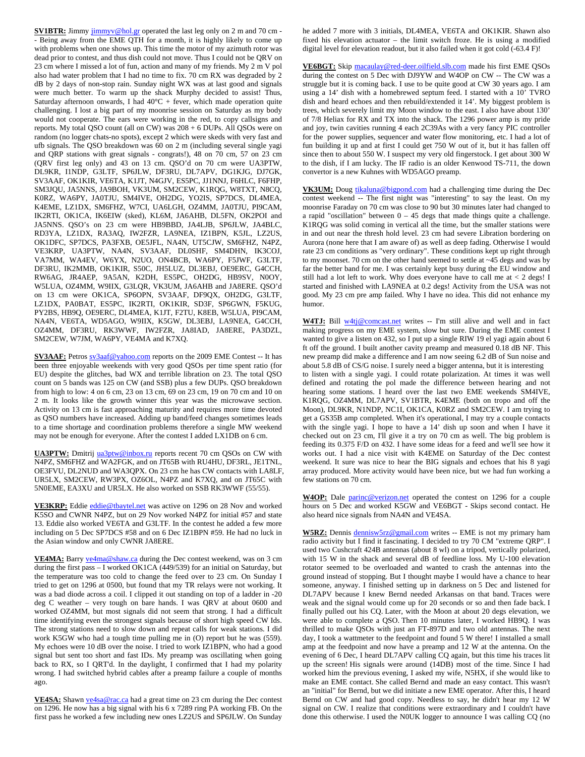**SV1BTR:** Jimmy jimmyv@hol.gr operated the last leg only on 2 m and 70 cm -- Being away from the EME QTH for a month, it is highly likely to come up with problems when one shows up. This time the motor of my azimuth rotor was dead prior to contest, and thus dish could not move. Thus I could not be QRV on 23 cm where I missed a lot of fun, action and many of my friends. My 2 m V pol also had water problem that I had no time to fix. 70 cm RX was degraded by 2 dB by 2 days of non-stop rain. Sunday night WX was at last good and signals were much better. To warm up the shack Murphy decided to assist! Thus, Saturday afternoon onwards, I had 40°C + fever, which made operation quite challenging. I lost a big part of my moonrise session on Saturday as my body would not cooperate. The ears were working in the red, to copy callsigns and reports. My total QSO count (all on CW) was 208 + 6 DUPs. All QSOs were on random (no logger chats-no spots), except 2 which were skeds with very fast and ufb signals. The QSO breakdown was 60 on 2 m (including several single yagi and QRP stations with great signals - congrats!), 48 on 70 cm, 57 on 23 cm (QRV first leg only) and 43 on 13 cm. QSO'd on 70 cm were UA3PTW, DL9KR, I1NDP, G3LTF, SP6JLW, DF3RU, DL7APV, DG1KJG, DJ7GK, SV3AAF, OK1KIR, VE6TA, K1JT, N4GJV, ES5PC, JJ1NNJ, F6HLC, F6FHP, SM3JQU, JA5NNS, JA9BOH, VK3UM, SM2CEW, K1RQG, W8TXT, N8CQ, K0RZ, WA6PY, JA0TJU, SM4IVE, OH2DG, YO2IS, SP7DCS, DL4MEA, K4EME, LZ1DX, SM6FHZ, W7CI, UA6LGH, OZ4MM, JA0TJU, PI9CAM, IK2RTI, OK1CA, IK6EIW (sked), KL6M, JA6AHB, DL5FN, OK2POI and JA5NNS. QSO's on 23 cm were HB9BBD, JA4LJB, SP6JLW, JA4BLC, RD3YA, LZ1DX, RA3AQ, IW2FZR, LA9NEA, IZ1BPN, K5JL, LZ2US, OK1DFC, SP7DCS, PA3FXB, OE5JFL, NA4N, UT5CJW, SM6FHZ, N4PZ, VE3KRP, UA3PTW, NA4N, SV3AAF, DL0SHF, SM4DHN, IK3COJ, VA7MM, WA4EV, W6YX, N2UO, ON4BCB, WA6PY, F5JWF, G3LTF, DF3RU, IK2MMB, OK1KIR, S50C, JH5LUZ, DL3EBJ, OE9ERC, G4CCH, RW6AG, JR4AEP, 9A5AN, K2DH, ES5PC, OH2DG, HB9SV, N0OY, W5LUA, OZ4MM, W9IIX, G3LQR, VK3UM, JA6AHB and JA8ERE. QSO'd on 13 cm were OK1CA, SP6OPN, SV3AAF, DF9QX, OH2DG, G3LTF, LZ1DX, PA0BAT, ES5PC, IK2RTI, OK1KIR, SD3F, SP6GWN, F5KUG, PY2BS, HB9Q, OE9ERC, DL4MEA, K1JT, F2TU, K8EB, W5LUA, PI9CAM, NA4N, VE6TA, WD5AGO, W9IIX, K5GW, DL3EBJ, LA9NEA, G4CCH, OZ4MM, DF3RU, RK3WWF, IW2FZR, JA8IAD, JA8ERE, PA3DZL, SM2CEW, W7JM, WA6PY, VE4MA and K7XQ.

**SV3AAF:** Petros sv3aaf@yahoo.com reports on the 2009 EME Contest -- It has been three enjoyable weekends with very good QSOs per time spent ratio (for EU) despite the glitches, bad WX and terrible libration on 23. The total QSO count on 5 bands was 125 on CW (and SSB) plus a few DUPs. QSO breakdown from high to low: 4 on 6 cm, 23 on 13 cm, 69 on 23 cm, 19 on 70 cm and 10 on 2 m. It looks like the growth winner this year was the microwave section. Activity on 13 cm is fast approaching maturity and requires more time devoted as QSO numbers have increased. Adding up band/feed changes sometimes leads to a time shortage and coordination problems therefore a single MW weekend may not be enough for everyone. After the contest I added LX1DB on 6 cm.

**UA3PTW:** Dmitrij ua3ptw@inbox.ru reports recent 70 cm QSOs on CW with N4PZ, SM6FHZ and WA2FGK, and on JT65B with RU4HU, DF3RL, JE1TNL, OE3FVU, DL2NUD and WA3QPX. On 23 cm he has CW contacts with LA8LF, UR5LX, SM2CEW, RW3PX, OZ6OL, N4PZ and K7XQ, and on JT65C with 5N0EME, EA3XU and UR5LX. He also worked on SSB RK3WWF (55/55).

**VE3KRP:** Eddie eddie@tbaytel.net was active on 1296 on 28 Nov and worked K5SO and CWNR N4PZ, but on 29 Nov worked N4PZ for initial #57 and state 13. Eddie also worked VE6TA and G3LTF. In the contest he added a few more including on 5 Dec SP7DCS #58 and on 6 Dec IZ1BPN #59. He had no luck in the Asian window and only CWNR JA8ERE.

**VE4MA:** Barry ve4ma@shaw.ca during the Dec contest weekend, was on 3 cm during the first pass – I worked OK1CA (449/539) for an initial on Saturday, but the temperature was too cold to change the feed over to 23 cm. On Sunday I tried to get on 1296 at 0500, but found that my TR relays were not working. It was a bad diode across a coil. I clipped it out standing on top of a ladder in -20 deg C weather – very tough on bare hands. I was QRV at about 0600 and worked OZ4MM, but most signals did not seem that strong. I had a difficult time identifying even the strongest signals because of short high speed CW Ids. The strong stations need to slow down and repeat calls for weak stations. I did work K5GW who had a tough time pulling me in (O) report but he was (559). My echoes were 10 dB over the noise. I tried to work IZ1BPN, who had a good signal but sent too short and fast IDs. My preamp was oscillating when going back to RX, so I QRT'd. In the daylight, I confirmed that I had my polarity wrong. I had switched hybrid cables after a preamp failure a couple of months ago.

**VE4SA:** Shawn ve4sa@rac.ca had a great time on 23 cm during the Dec contest on 1296. He now has a big signal with his 6 x 7289 ring PA working FB. On the first pass he worked a few including new ones LZ2US and SP6JLW. On Sunday he added 7 more with 3 initials, DL4MEA, VE6TA and OK1KIR. Shawn also fixed his elevation actuator – the limit switch froze. He is using a modified digital level for elevation readout, but it also failed when it got cold (-63.4 F)!

**VE6BGT:** Skip macaulay@red-deer.oilfield.slb.com made his first EME QSOs during the contest on 5 Dec with DJ9YW and W4OP on CW -- The CW was a struggle but it is coming back. I use to be quite good at CW 30 years ago. I am using a 14' dish with a homebrewed septum feed. I started with a 10' TVRO dish and heard echoes and then rebuild/extended it 14'. My biggest problem is trees, which severely limit my Moon window to the east. I also have about 130' of 7/8 Heliax for RX and TX into the shack. The 1296 power amp is my pride and joy, twin cavities running 4 each 2C39As with a very fancy PIC controller for the power supplies, sequencer and water flow monitoring, etc. I had a lot of fun building it up and at first I could get 750 W out of it, but it has fallen off since then to about 550 W. I suspect my very old fingerstock. I get about 300 W to the dish, if I am lucky. The IF radio is an older Kenwood TS-711, the down convertor is a new Kuhnes with WD5AGO preamp.

**VK3UM:** Doug tikaluna@bigpond.com had a challenging time during the Dec contest weekend -- The first night was "interesting" to say the least. On my moonrise Faraday on 70 cm was close to 90 but 30 minutes later had changed to a rapid "oscillation" between 0 – 45 degs that made things quite a challenge. K1RQG was solid coming in vertical all the time, but the smaller stations were in and out near the thresh hold level. 23 cm had severe Libration bordering on Aurora (none here that I am aware of) as well as deep fading. Otherwise I would rate 23 cm conditions as "very ordinary". These conditions kept up right through to my moonset. 70 cm on the other hand seemed to settle at ~45 degs and was by far the better band for me. I was certainly kept busy during the EU window and still had a lot left to work. Why does everyone have to call me at < 2 degs! I started and finished with LA9NEA at 0.2 degs! Activity from the USA was not good. My 23 cm pre amp failed. Why I have no idea. This did not enhance my humor.

**W4TJ:** Bill w4tj@comcast.net writes -- I'm still alive and well and in fact making progress on my EME system, slow but sure. During the EME contest I wanted to give a listen on 432, so I put up a single RIW 19 el yagi again about 6 ft off the ground. I built another cavity preamp and measured 0.18 dB NF. This new preamp did make a difference and I am now seeing 6.2 dB of Sun noise and about 5.8 dB of CS/G noise. I surely need a bigger antenna, but it is interesting to listen with a single yagi. I could rotate polarization. At times it was well defined and rotating the pol made the difference between hearing and not hearing some stations. I heard over the last two EME weekends SM4IVE, K1RQG, OZ4MM, DL7APV, SV1BTR, K4EME (both on tropo and off the Moon), DL9KR, N1NDP, NC1I, OK1CA, K0RZ and SM2CEW. I am trying to get a GS35B amp completed. When it's operational, I may try a couple contacts with the single yagi. I hope to have a 14' dish up soon and when I have it checked out on 23 cm, I'll give it a try on 70 cm as well. The big problem is feeding its 0.375 F/D on 432. I have some ideas for a feed and we'll see how it works out. I had a nice visit with K4EME on Saturday of the Dec contest weekend. It sure was nice to hear the BIG signals and echoes that his 8 yagi array produced. More activity would have been nice, but we had fun working a few stations on 70 cm.

**W4OP:** Dale parinc@verizon.net operated the contest on 1296 for a couple hours on 5 Dec and worked K5GW and VE6BGT - Skips second contact. He also heard nice signals from NA4N and VE4SA.

**W5RZ:** Dennis dennisw5rz@gmail.com writes -- EME is not my primary ham radio activity but I find it fascinating. I decided to try 70 CM "extreme QRP". I used two Cushcraft 424B antennas (about 8 wl) on a tripod, vertically polarized, with 15 W in the shack and several dB of feedline loss. My U-100 elevation rotator seemed to be overloaded and wanted to crash the antennas into the ground instead of stopping. But I thought maybe I would have a chance to hear someone, anyway. I finished setting up in darkness on 5 Dec and listened for DL7APV because I knew Bernd needed Arkansas on that band. Traces were weak and the signal would come up for 20 seconds or so and then fade back. I finally pulled out his CQ. Later, with the Moon at about 20 degs elevation, we were able to complete a QSO. Then 10 minutes later, I worked HB9Q. I was thrilled to make QSOs with just an FT-897D and two old antennas. The next day, I took a wattmeter to the feedpoint and found 5 W there! I installed a small amp at the feedpoint and now have a preamp and 12 W at the antenna. On the evening of 6 Dec, I heard DL7APV calling CQ again, but this time his traces lit up the screen! His signals were around (14DB) most of the time. Since I had worked him the previous evening, I asked my wife, N5HX, if she would like to make an EME contact. She called Bernd and made an easy contact. This wasn't an "initial" for Bernd, but we did initiate a new EME operator. After this, I heard Bernd on CW and had good copy. Needless to say, he didn't hear my 12 W signal on CW. I realize that conditions were extraordinary and I couldn't have done this otherwise. I used the N0UK logger to announce I was calling CQ (no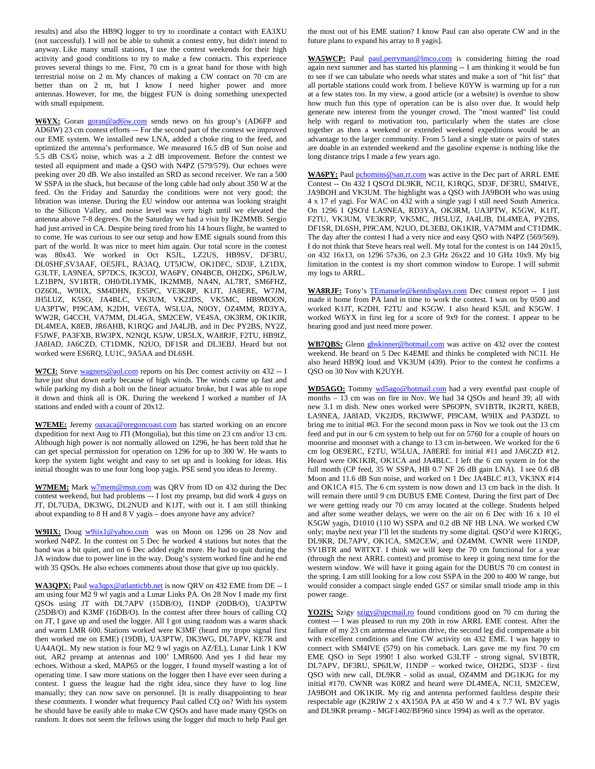results) and also the HB9Q logger to try to coordinate a contact with EA3XU (not successful). I will not be able to submit a contest entry, but didn't intend to anyway. Like many small stations, I use the contest weekends for their high activity and good conditions to try to make a few contacts. This experience proves several things to me. First, 70 cm is a great band for those with high terrestrial noise on 2 m. My chances of making a CW contact on 70 cm are better than on 2 m, but I know I need higher power and more antennas. However, for me, the biggest FUN is doing something unexpected with small equipment.

**W6YX:** Goran goran@ad6iw.com sends news on his group's (AD6FP and AD6IW) 23 cm contest efforts –- For the second part of the contest we improved our EME system. We installed new LNA, added a choke ring to the feed, and optimized the antenna's performance. We measured 16.5 dB of Sun noise and 5.5 dB CS/G noise, which was a 2 dB improvement. Before the contest we tested all equipment and made a QSO with N4PZ (579/579). Our echoes were peeking over 20 dB. We also installed an SRD as second receiver. We ran a 500 W SSPA in the shack, but because of the long cable had only about 350 W at the feed. On the Friday and Saturday the conditions were not very good; the libration was intense. During the EU window our antenna was looking straight to the Silicon Valley, and noise level was very high until we elevated the antenna above 7-8 degrees. On the Saturday we had a visit by IK2MMB. Sergio had just arrived in CA. Despite being tired from his 14 hours flight, he wanted to to come. He was curious to see our setup and how EME signals sound from this part of the world. It was nice to meet him again. Our total score in the contest was 80x43. We worked in Oct K5JL, LZ2US, HB9SV, DF3RU, DL0SHF,SV3AAF, OE5JFL, RA3AQ, UT5JCW, OK1DFC, SD3F, LZ1DX, G3LTF, LA9NEA, SP7DCS, IK3COJ, WA6PY, ON4BCB, OH2DG, SP6JLW, LZ1BPN, SV1BTR, OH0/DL1YMK, IK2MMB, NA4N, AL7RT, SM6FHZ, OZ6OL, W9IIX, SM4DHN, ES5PC, VE3KRP, K1JT, JA8ERE, W7JM, JH5LUZ, K5SO, JA4BLC, VK3UM, VK2JDS, VK5MC, HB9MOON, UA3PTW, PI9CAM, K2DH, VE6TA, W5LUA, N0OY, OZ4MM, RD3YA, WW2R, G4CCH, VA7MM, DL4GA, SM2CEW, VE4SA, OK3RM, OK1KIR, DL4MEA, K8EB, JR6AHB, K1RQG and JA4LJB, and in Dec PY2BS, NY2Z, F5JWF, PA3FXB, RW3PX, N2NQI, K5JW, UR5LX, WA8RJF, F2TU, HB9IZ, JA8IAD, JA6CZD, CT1DMK, N2UO, DF1SR and DL3EBJ. Heard but not worked were ES6RQ, LU1C, 9A5AA and DL6SH.

**W7CI:** Steve wagners@aol.com reports on his Dec contest activity on 432 -- I have just shut down early because of high winds. The winds came up fast and while parking my dish a bolt on the linear actuator broke, but I was able to rope it down and think all is OK. During the weekend I worked a number of JA stations and ended with a count of 20x12.

**W7EME:** Jeremy oaxaca@oregoncoast.com has started working on an encore dxpedition for next Aug to JTI (Mongolia), but this time on 23 cm and/or 13 cm. Although high power is not normally allowed on 1296, he has been told that he can get special permission for operation on 1296 for up to 300 W. He wants to keep the system light weight and easy to set up and is looking for ideas. His initial thought was to use four long loop yagis. PSE send you ideas to Jeremy.

**W7MEM:** Mark w7mem@msn.com was QRV from ID on 432 during the Dec contest weekend, but had problems –- I lost my preamp, but did work 4 guys on JT, DL7UDA, DK3WG, DL2NUD and K1JT, with out it. I am still thinking about expanding to 8 H and 8 V yagis – does anyone have any advice?

**W9IIX:** Doug w9iix1@yahoo.com was on Moon on 1296 on 28 Nov and worked N4PZ. In the contest on 5 Dec he worked 4 stations but notes that the band was a bit quiet, and on 6 Dec added eight more. He had to quit during the JA window due to power line in the way. Doug's system worked fine and he end with 35 QSOs. He also echoes comments about those that give up too quickly.

**WA3QPX:** Paul wa3qpx@atlanticbb.net is now QRV on 432 EME from DE -- I am using four M2 9 wl yagis and a Lunar Links PA. On 28 Nov I made my first QSOs using JT with DL7APV (15DB/O), I1NDP (20DB/O), UA3PTW (25DB/O) and K3MF (16DB/O). In the contest after three hours of calling CQ on JT, I gave up and used the logger. All I got using random was a warm shack and warm LMR 600. Stations worked were K3MF (heard my tropo signal first then worked me on EME) (19DB), UA3PTW, DK3WG, DL7APV, KE7R and UA4AQL. My new station is four M2 9 wl yagis on AZ/EL), Lunar Link 1 KW out, AR2 preamp at antennas and 100' LMR600. And yes I did hear my echoes. Without a sked, MAP65 or the logger, I found myself wasting a lot of operating time. I saw more stations on the logger then I have ever seen during a contest. I guess the league had the right idea, since they have to log line manually; they can now save on personnel. [It is really disappointing to hear these comments. I wonder what frequency Paul called CQ on? With his system he should have been easily able to make CW QSOs and have made many QSOs on random. It does not seem the fellows using the logger did much to help Paul get the most out of his EME station? I know Paul can also operate CW and in the future plans to expand his array to 8 yagis].

**WA5WCP:** Paul paul.perryman@lmco.com is considering hitting the road again next summer and has started his planning -- I am thinking it would be fun to see if we can tabulate who needs what states and make a sort of "hit list" that all portable stations could work from. I believe K0YW is warming up for a run at a few states too. In my view, a good article (or a website) is overdue to show how much fun this type of operation can be is also over due. It would help generate new interest from the younger crowd. The "most wanted" list could help with regard to motivation too, particularly when the states are close together as then a weekend or extended weekend expeditions would be an advantage to the larger community. From 5 land a single state or pairs of states are doable in an extended weekend and the gasoline expense is nothing like the long distance trips I made a few years ago.

**WA6PY:** Paul pchomins@san.rr.com was active in the Dec part of ARRL EME Contest -- On 432 I QSO'd DL9KR, NC1I, K1RQG, SD3F, DF3RU, SM4IVE, JA9BOH and VK3UM. The highlight was a QSO with JA9BOH who was using 4 x 17 el yagi. For WAC on 432 with a single yagi I still need South America. On 1296 I QSO'd LA9NEA, RD3YA, OK3RM, UA3PTW, K5GW, K1JT, F2TU, VK3UM, VE3KRP, VK5MC, JH5LUZ, JA4LJB, DL4MEA, PY2BS, DF1SR, DL6SH, PI9CAM, N2UO, DL3EBJ, OK1KIR, VA7MM and CT1DMK. The day after the contest I had a very nice and easy QSO with N4PZ (569/569). I do not think that Steve hears real well. My total for the contest is on 144 20x15, on 432 16x13, on 1296 57x36, on 2.3 GHz 26x22 and 10 GHz 10x9. My big limitation in the contest is my short common window to Europe. I will submit my logs to ARRL.

**WA8RJF:** Tony's TEmanuele@kentdisplays.com Dec contest report -- I just made it home from PA land in time to work the contest. I was on by 0500 and worked K1JT, K2DH, F2TU and K5GW. I also heard K5JL and K5GW. I worked W6YX in first leg for a score of 9x9 for the contest. I appear to be hearing good and just need more power.

**WB7QBS:** Glenn gbskinner@hotmail.com was active on 432 over the contest weekend. He heard on 5 Dec K4EME and thinks he completed with NC1I. He also heard HB9Q loud and VK3UM (439). Prior to the contest he confirms a QSO on 30 Nov with K2UYH.

**WD5AGO:** Tommy wd5ago@hotmail.com had a very eventful past couple of months – 13 cm was on fire in Nov. We had 34 QSOs and heard 39; all with new 3.1 m dish. New ones worked were SP6OPN, SV1BTR, IK2RTI, K8EB, LA9NEA, JA8IAD, VK2JDS, RK3WWF, PI9CAM, W9IIX and PA3DZL to bring me to initial #63. For the second moon pass in Nov we took out the 13 cm feed and put in our 6 cm system to help out for on 5760 for a couple of hours on moonrise and moonset with a change to 13 cm in-between. We worked for the 6 cm log OE9ERC, F2TU, W5LUA, JA8ERE for initial #11 and JA6CZD #12. Heard were OK1KIR, OK1CA and JA4BLC. I left the 6 cm system in for the full month (CP feed, 35 W SSPA, HB 0.7 NF 26 dB gain LNA). I see 0.6 dB Moon and 11.6 dB Sun noise, and worked on 1 Dec JA4BLC #13, VK3NX #14 and OK1CA #15. The 6 cm system is now down and 13 cm back in the dish. It will remain there until 9 cm DUBUS EME Contest. During the first part of Dec we were getting ready our 70 cm array located at the college. Students helped and after some weather delays, we were on the air on 6 Dec with 16 x 10 el K5GW yagis, D1010 (110 W) SSPA and 0.2 dB NF HB LNA. We worked CW only; maybe next year I'll let the students try some digital. QSO'd were K1RQG, DL9KR, DL7APV, OK1CA, SM2CEW, and OZ4MM. CWNR were I1NDP, SV1BTR and W8TXT. I think we will keep the 70 cm functional for a year (through the next ARRL contest) and promise to keep it going next time for the western window. We will have it going again for the DUBUS 70 cm contest in the spring. I am still looking for a low cost SSPA in the 200 to 400 W range, but would consider a compact single ended GS7 or similar small triode amp in this power range.

**YO2IS:** Szigy szigy@upcmail.ro found conditions good on 70 cm during the contest –- I was pleased to run my 20th in row ARRL EME contest. After the failure of my 23 cm antenna elevation drive, the second leg did compensate a bit with excellent conditions and fine CW activity on 432 EME. I was happy to connect with SM4IVE (579) on his comeback. Lars gave me my first 70 cm EME QSO in Sept 1990! I also worked G3LTF - strong signal, SV1BTR, DL7APV, DF3RU, SP6JLW, I1NDP – worked twice, OH2DG, SD3F - first QSO with new call, DL9KR - solid as usual, OZ4MM and DG1KJG for my initial #170. CWNR was K0RZ and heard were DL4MEA, NC1I, SM2CEW, JA9BOH and OK1KIR. My rig and antenna performed faultless despite their respectable age (K2RIW 2 x 4X150A PA at 450 W and 4 x 7.7 WL BV yagis and DL9KR preamp - MGF1402/BF960 since 1994) as well as the operator.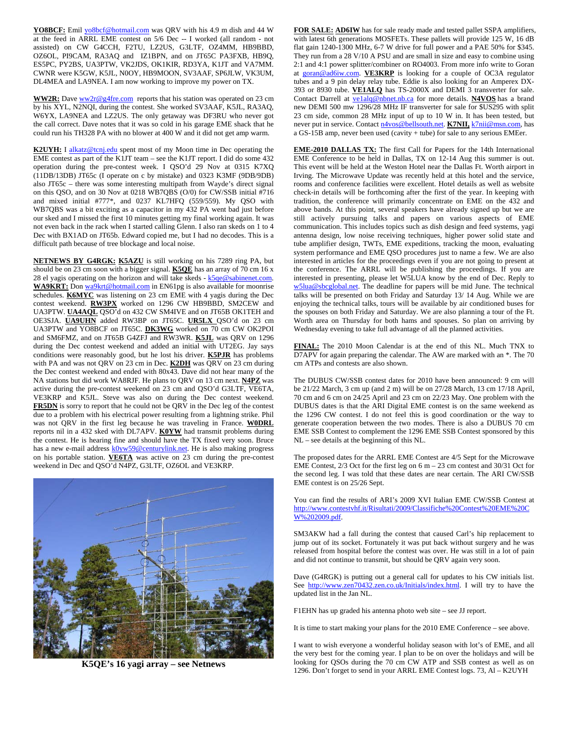**YO8BCF:** Emil yo8bcf@hotmail.com was QRV with his 4.9 m dish and 44 W at the feed in ARRL EME contest on 5/6 Dec -- I worked (all random - not assisted) on CW G4CCH, F2TU, LZ2US, G3LTF, OZ4MM, HB9BBD, OZ6OL, PI9CAM, RA3AQ and IZ1BPN, and on JT65C PA3FXB, HB9Q, ES5PC, PY2BS, UA3PTW, VK2JDS, OK1KIR, RD3YA, K1JT and VA7MM. CWNR were K5GW, K5JL, N0OY, HB9MOON, SV3AAF, SP6JLW, VK3UM, DL4MEA and LA9NEA. I am now working to improve my power on TX.

**WW2R:** Dave ww2r@g4fre.com reports that his station was operated on 23 cm by his XYL, N2NQI, during the contest. She worked SV3AAF, K5JL, RA3AQ, W6YX, LA9NEA and LZ2US. The only getaway was DF3RU who never got the call correct. Dave notes that it was so cold in his garage EME shack that he could run his TH328 PA with no blower at 400 W and it did not get amp warm.

**K2UYH:** I alkatz@tcnj.edu spent most of my Moon time in Dec operating the EME contest as part of the K1JT team – see the K1JT report. I did do some 432 operation during the pre-contest week. I QSO'd 29 Nov at 0315 K7XQ (11DB/13DB) JT65c (I operate on c by mistake) and 0323 K3MF (9DB/9DB) also JT65c – there was some interesting multipath from Wayde's direct signal on this QSO, and on 30 Nov at 0218 WB7QBS (O/0) for CW/SSB initial #716 and mixed initial #777*, and 0237 KL7HFQ (559/559). My QSO with WB7QBS was a bit exciting as a capacitor in my 432 PA went bad just before our sked and I missed the first 10 minutes getting my final working again. It was not even back in the rack when I started calling Glenn. I also ran skeds on 1 to 4 Dec with BX1AD on JT65b. Edward copied me, but I had no decodes. This is a difficult path because of tree blockage and local noise.

**NETNEWS BY G4RGK:** **K5AZU** is still working on his 7289 ring PA, but should be on 23 cm soon with a bigger signal. **K5QE** has an array of 70 cm 16 x 28 el yagis operating on the horizon and will take skeds - k5qe@sabinenet.com. **WA9KRT:** Don wa9krt@hotmail.com in EN61pg is also available for moonrise schedules. **K6MYC** was listening on 23 cm EME with 4 yagis during the Dec contest weekend. **RW3PX** worked on 1296 CW HB9BBD, SM2CEW and UA3PTW. **UA4AQL** QSO'd on 432 CW SM4IVE and on JT65B OK1TEH and OE3SJA. **UA9UHN** added RW3BP on JT65C. **UR5LX** QSO'd on 23 cm UA3PTW and YO8BCF on JT65C. **DK3WG** worked on 70 cm CW OK2POI and SM6FMZ, and on JT65B G4ZFJ and RW3WR. **K5JL** was QRV on 1296 during the Dec contest weekend and added an initial with UT2EG. Jay says conditions were reasonably good, but he lost his driver. **K5PJR** has problems with PA and was not QRV on 23 cm in Dec. **K2DH** was QRV on 23 cm during the Dec contest weekend and ended with 80x43. Dave did not hear many of the NA stations but did work WA8RJF. He plans to QRV on 13 cm next. **N4PZ** was active during the pre-contest weekend on 23 cm and QSO'd G3LTF, VE6TA, VE3KRP and K5JL. Steve was also on during the Dec contest weekend. **FR5DN** is sorry to report that he could not be QRV in the Dec leg of the contest due to a problem with his electrical power resulting from a lightning strike. Phil was not QRV in the first leg because he was traveling in France. **W0DRL** reports nil in a 432 sked with DL7APV. **K0YW** had transmit problems during the contest. He is hearing fine and should have the TX fixed very soon. Bruce has a new e-mail address k0yw59@centurylink.net. He is also making progress on his portable station. **VE6TA** was active on 23 cm during the pre-contest weekend in Dec and QSO'd N4PZ, G3LTF, OZ6OL and VE3KRP.

**K5QE's 16 yagi array – see Netnews**

**FOR SALE:** **AD6IW** has for sale ready made and tested pallet SSPA amplifiers, with latest 6th generations MOSFETs. These pallets will provide 125 W, 16 dB flat gain 1240-1300 MHz, 6-7 W drive for full power and a PAE 50% for $345. They run from a 28 V/10 A PSU and are small in size and easy to combine using 2:1 and 4:1 power splitter/combiner on RO4003. From more info write to Goran at goran@ad6iw.com. **VE3KRP** is looking for a couple of OC3A regulator tubes and a 9 pin delay relay tube. Eddie is also looking for an Amperex DX-393 or 8930 tube. **VE1ALQ** has TS-2000X and DEMI 3 transverter for sale. Contact Darrell at ve1alq@nbnet.nb.ca for more details. **N4VOS** has a brand new DEMI 500 mw 1296/28 MHz IF transverter for sale for $US295 with split 23 cm side, common 28 MHz input of up to 10 W in. It has been tested, but never put in service. Contact n4vos@bellsouth.net. **K7NII,** k7nii@msn.com, has a GS-15B amp, never been used (cavity + tube) for sale to any serious EMEer.

**EME-2010 DALLAS TX:** The first Call for Papers for the 14th International EME Conference to be held in Dallas, TX on 12-14 Aug this summer is out. This event will be held at the Weston Hotel near the Dallas Ft. Worth airport in Irving. The Microwave Update was recently held at this hotel and the service, rooms and conference facilities were excellent. Hotel details as well as website check-in details will be forthcoming after the first of the year. In keeping with tradition, the conference will primarily concentrate on EME on the 432 and above bands. At this point, several speakers have already signed up but we are still actively pursuing talks and papers on various aspects of EME communication. This includes topics such as dish design and feed systems, yagi antenna design, low noise receiving techniques, higher power solid state and tube amplifier design, TWTs, EME expeditions, tracking the moon, evaluating system performance and EME QSO procedures just to name a few. We are also interested in articles for the proceedings even if you are not going to present at the conference. The ARRL will be publishing the proceedings. If you are interested in presenting, please let W5LUA know by the end of Dec. Reply to w5lua@sbcglobal.net. The deadline for papers will be mid June. The technical talks will be presented on both Friday and Saturday 13/ 14 Aug. While we are enjoying the technical talks, tours will be available by air conditioned buses for the spouses on both Friday and Saturday. We are also planning a tour of the Ft. Worth area on Thursday for both hams and spouses. So plan on arriving by Wednesday evening to take full advantage of all the planned activities.

**FINAL:** The 2010 Moon Calendar is at the end of this NL. Much TNX to D7APV for again preparing the calendar. The AW are marked with an *. The 70 cm ATPs and contests are also shown.

The DUBUS CW/SSB contest dates for 2010 have been announced: 9 cm will be 21/22 March, 3 cm up (and 2 m) will be on 27/28 March, 13 cm 17/18 April, 70 cm and 6 cm on 24/25 April and 23 cm on 22/23 May. One problem with the DUBUS dates is that the ARI Digital EME contest is on the same weekend as the 1296 CW contest. I do not feel this is good coordination or the way to generate cooperation between the two modes. There is also a DUBUS 70 cm EME SSB Contest to complement the 1296 EME SSB Contest sponsored by this NL – see details at the beginning of this NL.

The proposed dates for the ARRL EME Contest are 4/5 Sept for the Microwave EME Contest, 2/3 Oct for the first leg on 6 m – 23 cm contest and 30/31 Oct for the second leg. I was told that these dates are near certain. The ARI CW/SSB EME contest is on 25/26 Sept.

You can find the results of ARI's 2009 XVI Italian EME CW/SSB Contest at http://www.contestvhf.it/Risultati/2009/Classifiche%20Contest%20EME%20CW%202009.pdf.

SM3AKW had a fall during the contest that caused Carl's hip replacement to jump out of its socket. Fortunately it was put back without surgery and he was released from hospital before the contest was over. He was still in a lot of pain and did not continue to transmit, but should be QRV again very soon.

Dave (G4RGK) is putting out a general call for updates to his CW initials list. See http://www.zen70432.zen.co.uk/Initials/index.html. I will try to have the updated list in the Jan NL.

F1EHN has up graded his antenna photo web site – see JJ report.

It is time to start making your plans for the 2010 EME Conference – see above.

I want to wish everyone a wonderful holiday season with lot's of EME, and all the very best for the coming year. I plan to be on over the holidays and will be looking for QSOs during the 70 cm CW ATP and SSB contest as well as on 1296. Don't forget to send in your ARRL EME Contest logs. 73, Al – K2UYH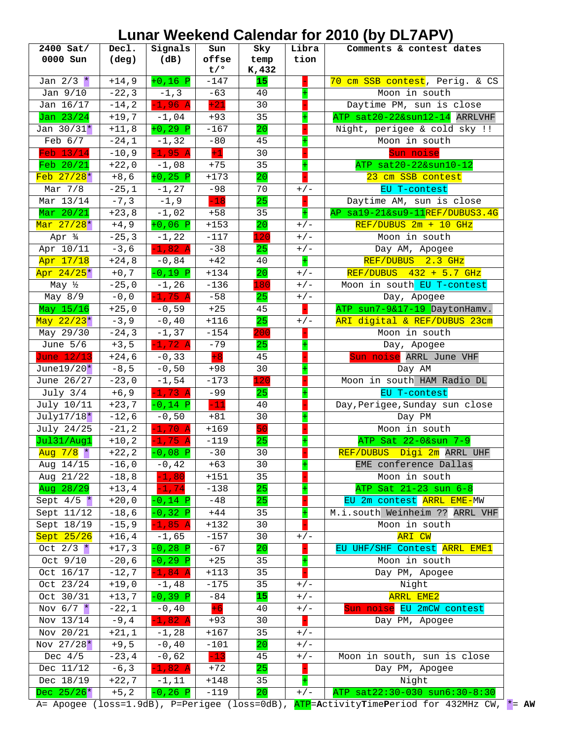# Lunar Weekend Calendar for 2010 (by DL7APV)

| 2400 Sat/ 0000 Sun | Decl. (deg) | Signals (dB) | Sun offse t/° | Sky temp K,432 | Libra tion | Comments & contest dates |
|---|---|---|---|---|---|---|
| Jan 2/3 * | +14,9 | +0,16 P | -147 | 15 | - | 70 cm SSB contest, Perig. & CS |
| Jan 9/10 | -22,3 | -1,3 | -63 | 40 | + | Moon in south |
| Jan 16/17 | -14,2 | -1,96 A | +21 | 30 | - | Daytime PM, sun is close |
| Jan 23/24 | +19,7 | -1,04 | +93 | 35 | + | ATP sat20-22&sun12-14 ARRLVHF |
| Jan 30/31* | +11,8 | +0,29 P | -167 | 20 | - | Night, perigee & cold sky !! |
| Feb 6/7 | -24,1 | -1,32 | -80 | 45 | + | Moon in south |
| Feb 13/14 | -10,9 | -1,95 A | +1 | 30 | - | Sun noise |
| Feb 20/21 | +22,0 | -1,08 | +75 | 35 | + | ATP sat20-22&sun10-12 |
| Feb 27/28* | +8,6 | +0,25 P | +173 | 20 | - | 23 cm SSB contest |
| Mar 7/8 | -25,1 | -1,27 | -98 | 70 | +/- | EU T-contest |
| Mar 13/14 | -7,3 | -1,9 | -18 | 25 | - | Daytime AM, sun is close |
| Mar 20/21 | +23,8 | -1,02 | +58 | 35 | + | AP sa19-21&su9-11REF/DUBUS3.4G |
| Mar 27/28* | +4,9 | +0,06 P | +153 | 20 | +/- | REF/DUBUS 2m + 10 GHz |
| Apr ¾ | -25,3 | -1,22 | -117 | 120 | +/- | Moon in south |
| Apr 10/11 | -3,6 | -1,82 A | -38 | 25 | +/- | Day AM, Apogee |
| Apr 17/18 | +24,8 | -0,84 | +42 | 40 | + | REF/DUBUS 2.3 GHz |
| Apr 24/25* | +0,7 | -0,19 P | +134 | 20 | +/- | REF/DUBUS 432 + 5.7 GHz |
| May ½ | -25,0 | -1,26 | -136 | 180 | +/- | Moon in south EU T-contest |
| May 8/9 | -0,0 | -1,75 A | -58 | 25 | +/- | Day, Apogee |
| May 15/16 | +25,0 | -0,59 | +25 | 45 | - | ATP sun7-9&17-19 DaytonHamv. |
| May 22/23* | -3,9 | -0,40 | +116 | 25 | +/- | ARI digital & REF/DUBUS 23cm |
| May 29/30 | -24,3 | -1,37 | -154 | 200 | - | Moon in south |
| June 5/6 | +3,5 | -1,72 A | -79 | 25 | + | Day, Apogee |
| June 12/13 | +24,6 | -0,33 | +8 | 45 | - | Sun noise ARRL June VHF |
| June19/20* | -8,5 | -0,50 | +98 | 30 | + | Day AM |
| June 26/27 | -23,0 | -1,54 | -173 | 120 | - | Moon in south HAM Radio DL |
| July 3/4 | +6,9 | -1,73 A | -99 | 25 | + | EU T-contest |
| July 10/11 | +23,7 | -0,14 P | -11 | 40 | - | Day,Perigee,Sunday sun close |
| July17/18* | -12,6 | -0,50 | +81 | 30 | + | Day PM |
| July 24/25 | -21,2 | -1,70 A | +169 | 50 | - | Moon in south |
| Jul31/Aug1 | +10,2 | -1,75 A | -119 | 25 | + | ATP Sat 22-0&sun 7-9 |
| Aug 7/8 * | +22,2 | -0,08 P | -30 | 30 | - | REF/DUBUS Digi 2m ARRL UHF |
| Aug 14/15 | -16,0 | -0,42 | +63 | 30 | + | EME conference Dallas |
| Aug 21/22 | -18,8 | -1,80 | +151 | 35 | - | Moon in south |
| Aug 28/29 | +13,4 | -1,74 | -138 | 25 | + | ATP Sat 21-23 sun 6-8 |
| Sept 4/5 * | +20,0 | -0,14 P | -48 | 25 | - | EU 2m contest ARRL EME-MW |
| Sept 11/12 | -18,6 | -0,32 P | +44 | 35 | + | M.i.south Weinheim ?? ARRL VHF |
| Sept 18/19 | -15,9 | -1,85 A | +132 | 30 | - | Moon in south |
| Sept 25/26 | +16,4 | -1,65 | -157 | 30 | +/- | ARI CW |
| Oct 2/3 * | +17,3 | -0,28 P | -67 | 20 | - | EU UHF/SHF Contest ARRL EME1 |
| Oct 9/10 | -20,6 | -0,29 P | +25 | 35 | + | Moon in south |
| Oct 16/17 | -12,7 | -1,84 A | +113 | 35 | - | Day PM, Apogee |
| Oct 23/24 | +19,0 | -1,48 | -175 | 35 | +/- | Night |
| Oct 30/31 | +13,7 | -0,39 P | -84 | 15 | +/- | ARRL EME2 |
| Nov 6/7 * | -22,1 | -0,40 | +6 | 40 | +/- | Sun noise EU 2mCW contest |
| Nov 13/14 | -9,4 | -1,82 A | +93 | 30 | - | Day PM, Apogee |
| Nov 20/21 | +21,1 | -1,28 | +167 | 35 | +/- | |
| Nov 27/28* | +9,5 | -0,40 | -101 | 20 | +/- | |
| Dec 4/5 | -23,4 | -0,62 | -13 | 45 | +/- | Moon in south, sun is close |
| Dec 11/12 | -6,3 | -1,82 A | +72 | 25 | - | Day PM, Apogee |
| Dec 18/19 | +22,7 | -1,11 | +148 | 35 | + | Night |
| Dec 25/26* | +5,2 | -0,26 P | -119 | 20 | +/- | ATP sat22:30-030 sun6:30-8:30 |

A= Apogee (loss=1.9dB), P=Perigee (loss=0dB), ATP=**A**ctivity**T**ime**P**eriod for 432MHz CW, *= **AW**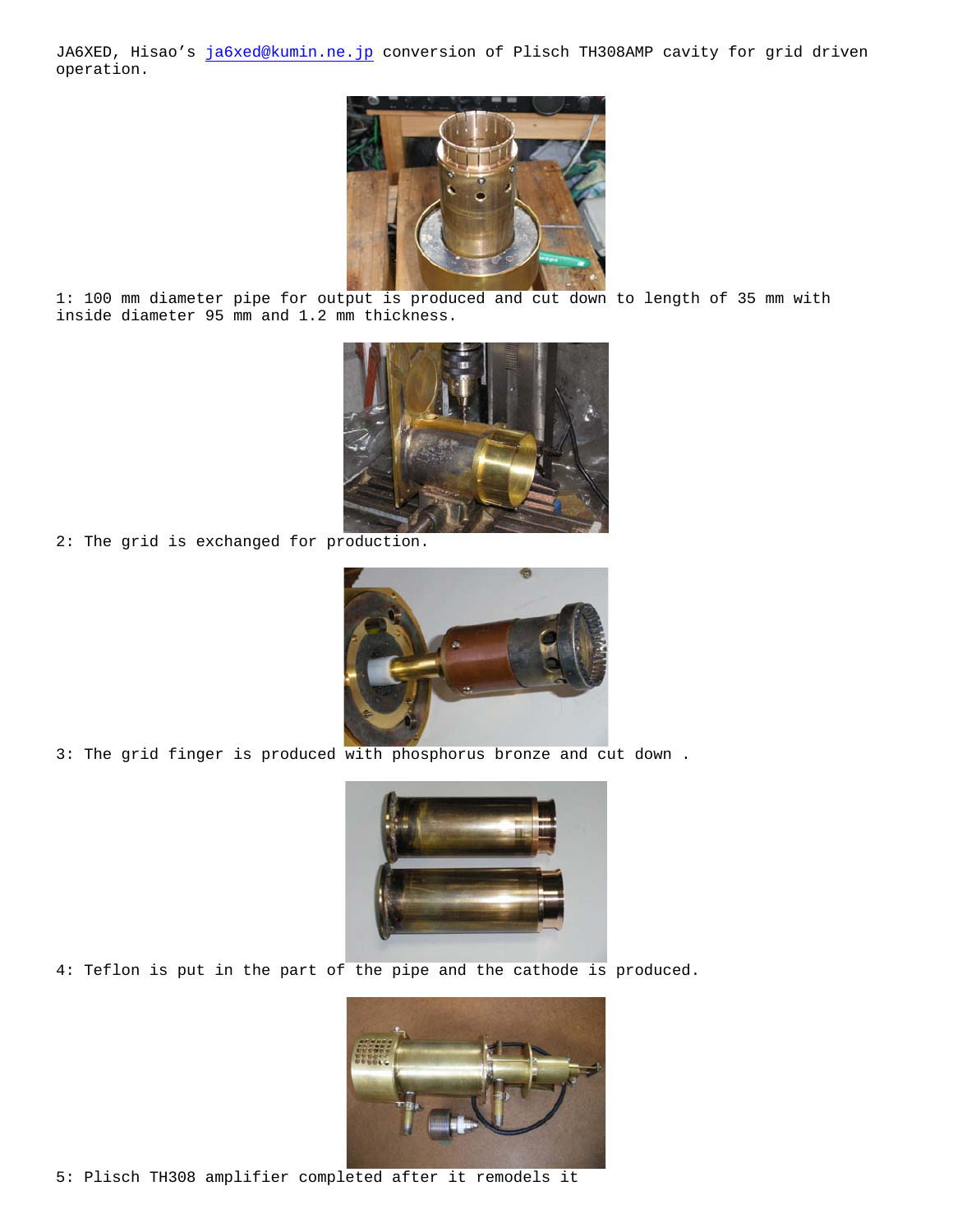JA6XED, Hisao's ja6xed@kumin.ne.jp conversion of Plisch TH308AMP cavity for grid driven operation.

1: 100 mm diameter pipe for output is produced and cut down to length of 35 mm with inside diameter 95 mm and 1.2 mm thickness.

2: The grid is exchanged for production.

3: The grid finger is produced with phosphorus bronze and cut down .

4: Teflon is put in the part of the pipe and the cathode is produced.

5: Plisch TH308 amplifier completed after it remodels it